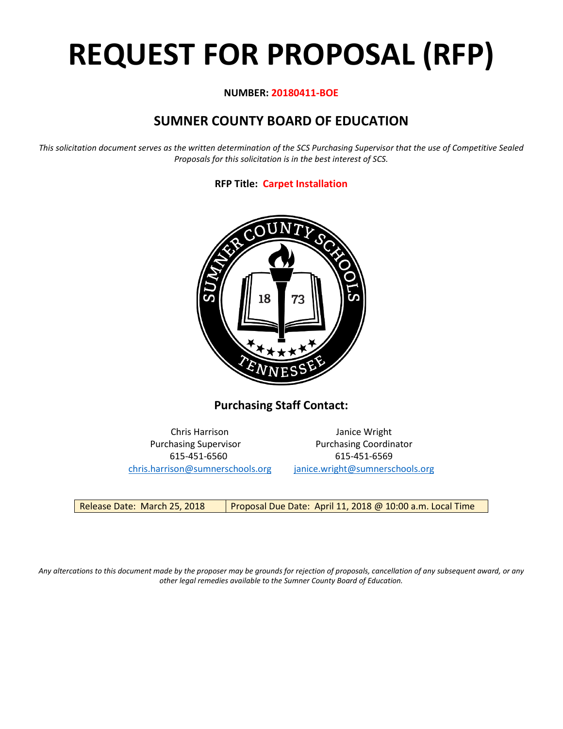# REQUEST FOR PROPOSAL (RFP)

**NUMBER: 20180411-BOE**

## SUMNER COUNTY BOARD OF EDUCATION

*This solicitation document serves as the written determination of the SCS Purchasing Supervisor that the use of Competitive Sealed Proposals for this solicitation is in the best interest of SCS.*

**RFP Title: Carpet Installation**

### Purchasing Staff Contact:

| Chris Harrison | Janice Wright |
|---|---|
| Purchasing Supervisor | Purchasing Coordinator |
| 615-451-6560 | 615-451-6569 |
| chris.harrison@sumnerschools.org | janice.wright@sumnerschools.org |

| Release Date: March 25, 2018 | Proposal Due Date: April 11, 2018 @ 10:00 a.m. Local Time |
|---|---|

*Any altercations to this document made by the proposer may be grounds for rejection of proposals, cancellation of any subsequent award, or any other legal remedies available to the Sumner County Board of Education.*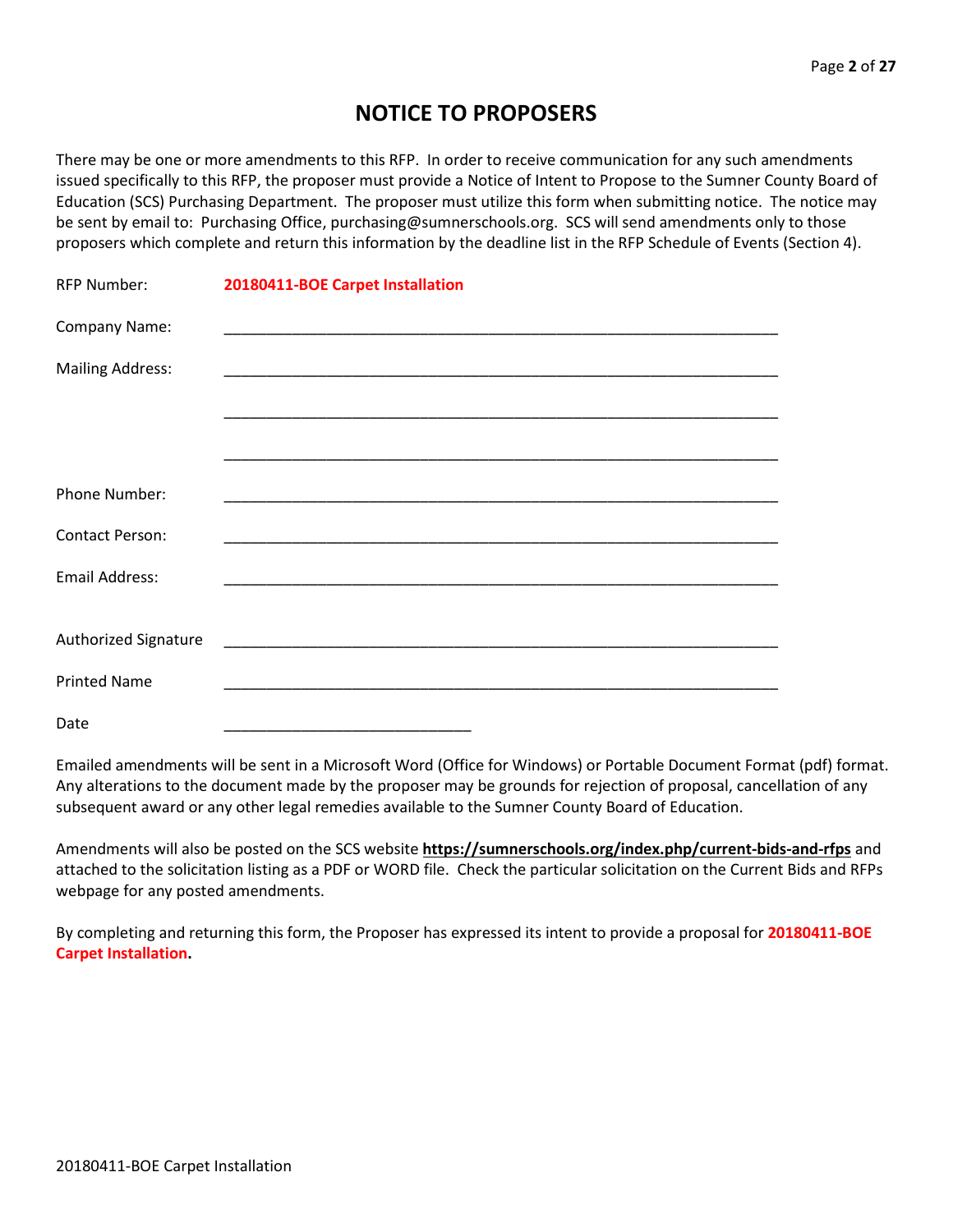# NOTICE TO PROPOSERS

There may be one or more amendments to this RFP. In order to receive communication for any such amendments issued specifically to this RFP, the proposer must provide a Notice of Intent to Propose to the Sumner County Board of Education (SCS) Purchasing Department. The proposer must utilize this form when submitting notice. The notice may be sent by email to: Purchasing Office, purchasing@sumnerschools.org. SCS will send amendments only to those proposers which complete and return this information by the deadline list in the RFP Schedule of Events (Section 4).

RFP Number: **20180411-BOE Carpet Installation**

Company Name: ____________________________________________________________________

Mailing Address: ____________________________________________________________________

____________________________________________________________________

____________________________________________________________________

Phone Number: ____________________________________________________________________

Contact Person: ____________________________________________________________________

Email Address: ____________________________________________________________________

Authorized Signature ____________________________________________________________________

Printed Name ____________________________________________________________________

Date ______________________________

Emailed amendments will be sent in a Microsoft Word (Office for Windows) or Portable Document Format (pdf) format. Any alterations to the document made by the proposer may be grounds for rejection of proposal, cancellation of any subsequent award or any other legal remedies available to the Sumner County Board of Education.

Amendments will also be posted on the SCS website **https://sumnerschools.org/index.php/current-bids-and-rfps** and attached to the solicitation listing as a PDF or WORD file. Check the particular solicitation on the Current Bids and RFPs webpage for any posted amendments.

By completing and returning this form, the Proposer has expressed its intent to provide a proposal for **20180411-BOE Carpet Installation.**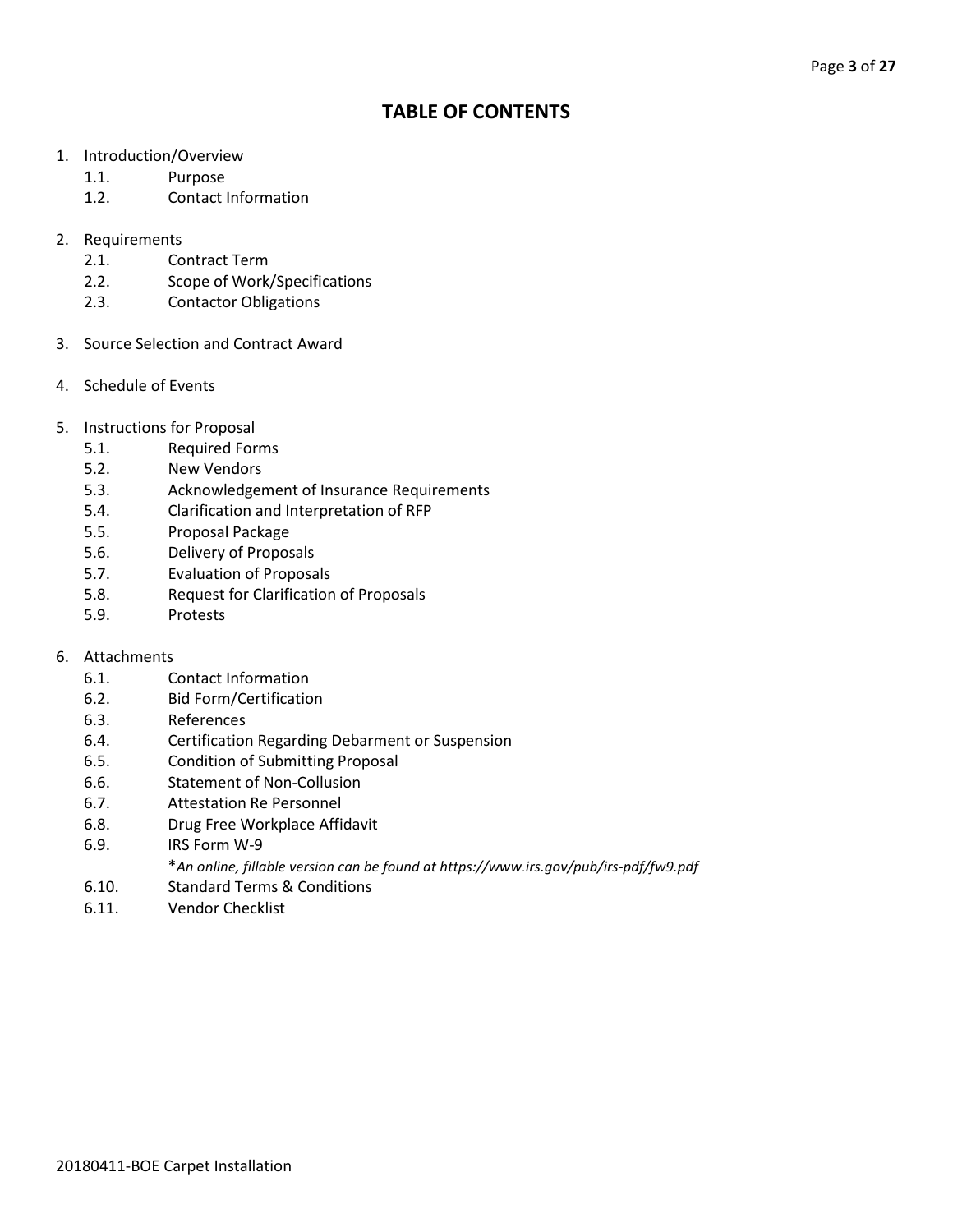# TABLE OF CONTENTS

1. Introduction/Overview
    - 1.1. Purpose
    - 1.2. Contact Information

2. Requirements
    - 2.1. Contract Term
    - 2.2. Scope of Work/Specifications
    - 2.3. Contactor Obligations

3. Source Selection and Contract Award

4. Schedule of Events

5. Instructions for Proposal
    - 5.1. Required Forms
    - 5.2. New Vendors
    - 5.3. Acknowledgement of Insurance Requirements
    - 5.4. Clarification and Interpretation of RFP
    - 5.5. Proposal Package
    - 5.6. Delivery of Proposals
    - 5.7. Evaluation of Proposals
    - 5.8. Request for Clarification of Proposals
    - 5.9. Protests

6. Attachments
    - 6.1. Contact Information
    - 6.2. Bid Form/Certification
    - 6.3. References
    - 6.4. Certification Regarding Debarment or Suspension
    - 6.5. Condition of Submitting Proposal
    - 6.6. Statement of Non-Collusion
    - 6.7. Attestation Re Personnel
    - 6.8. Drug Free Workplace Affidavit
    - 6.9. IRS Form W-9
      *\*An online, fillable version can be found at https://www.irs.gov/pub/irs-pdf/fw9.pdf*
    - 6.10. Standard Terms & Conditions
    - 6.11. Vendor Checklist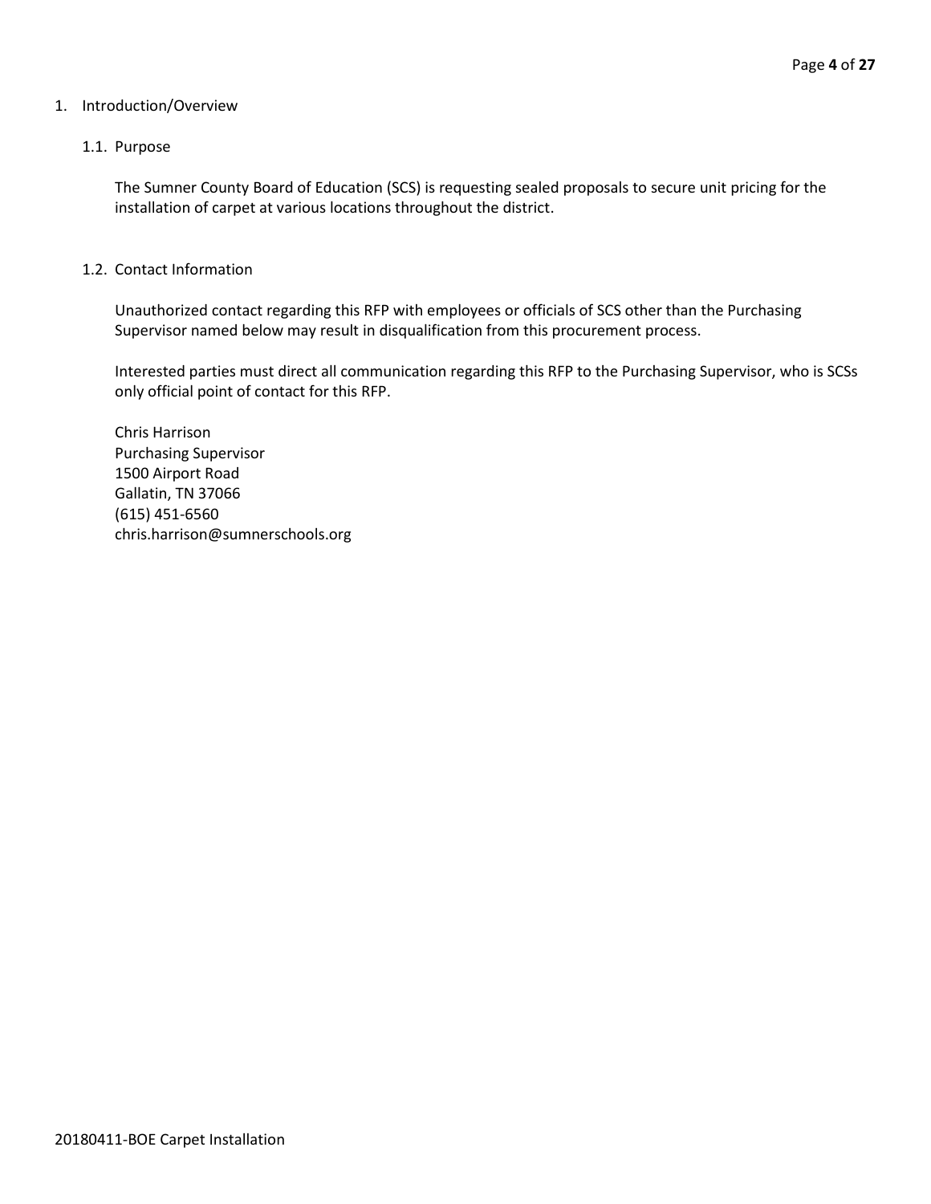# 1. Introduction/Overview

## 1.1. Purpose

The Sumner County Board of Education (SCS) is requesting sealed proposals to secure unit pricing for the installation of carpet at various locations throughout the district.

## 1.2. Contact Information

Unauthorized contact regarding this RFP with employees or officials of SCS other than the Purchasing Supervisor named below may result in disqualification from this procurement process.

Interested parties must direct all communication regarding this RFP to the Purchasing Supervisor, who is SCSs only official point of contact for this RFP.

Chris Harrison
Purchasing Supervisor
1500 Airport Road
Gallatin, TN 37066
(615) 451-6560
chris.harrison@sumnerschools.org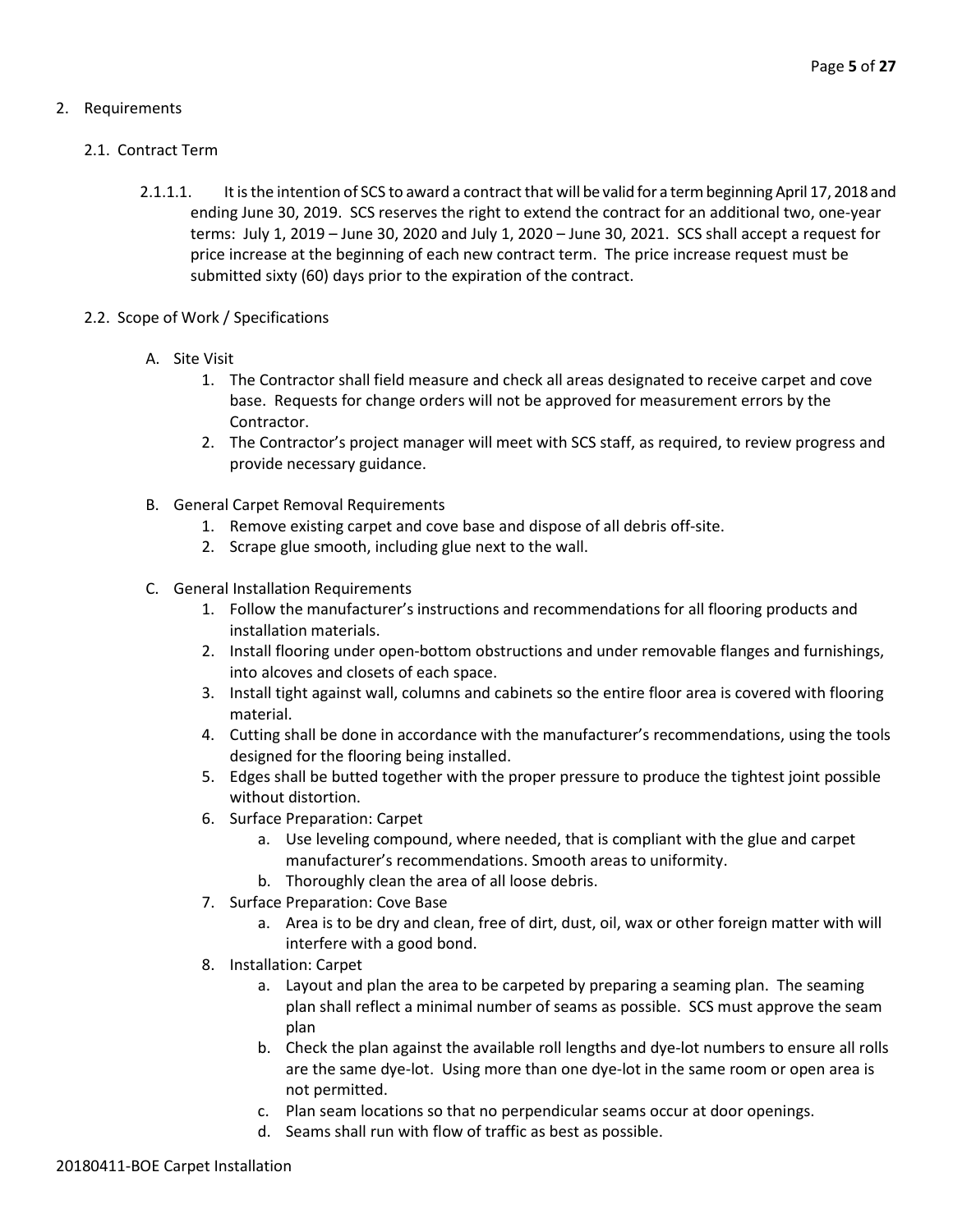2. Requirements

2.1. Contract Term

2.1.1.1. It is the intention of SCS to award a contract that will be valid for a term beginning April 17, 2018 and ending June 30, 2019. SCS reserves the right to extend the contract for an additional two, one-year terms: July 1, 2019 – June 30, 2020 and July 1, 2020 – June 30, 2021. SCS shall accept a request for price increase at the beginning of each new contract term. The price increase request must be submitted sixty (60) days prior to the expiration of the contract.

2.2. Scope of Work / Specifications

A. Site Visit
   1. The Contractor shall field measure and check all areas designated to receive carpet and cove base. Requests for change orders will not be approved for measurement errors by the Contractor.
   2. The Contractor's project manager will meet with SCS staff, as required, to review progress and provide necessary guidance.

B. General Carpet Removal Requirements
   1. Remove existing carpet and cove base and dispose of all debris off-site.
   2. Scrape glue smooth, including glue next to the wall.

C. General Installation Requirements
   1. Follow the manufacturer's instructions and recommendations for all flooring products and installation materials.
   2. Install flooring under open-bottom obstructions and under removable flanges and furnishings, into alcoves and closets of each space.
   3. Install tight against wall, columns and cabinets so the entire floor area is covered with flooring material.
   4. Cutting shall be done in accordance with the manufacturer's recommendations, using the tools designed for the flooring being installed.
   5. Edges shall be butted together with the proper pressure to produce the tightest joint possible without distortion.
   6. Surface Preparation: Carpet
      a. Use leveling compound, where needed, that is compliant with the glue and carpet manufacturer's recommendations. Smooth areas to uniformity.
      b. Thoroughly clean the area of all loose debris.
   7. Surface Preparation: Cove Base
      a. Area is to be dry and clean, free of dirt, dust, oil, wax or other foreign matter with will interfere with a good bond.
   8. Installation: Carpet
      a. Layout and plan the area to be carpeted by preparing a seaming plan. The seaming plan shall reflect a minimal number of seams as possible. SCS must approve the seam plan
      b. Check the plan against the available roll lengths and dye-lot numbers to ensure all rolls are the same dye-lot. Using more than one dye-lot in the same room or open area is not permitted.
      c. Plan seam locations so that no perpendicular seams occur at door openings.
      d. Seams shall run with flow of traffic as best as possible.

20180411-BOE Carpet Installation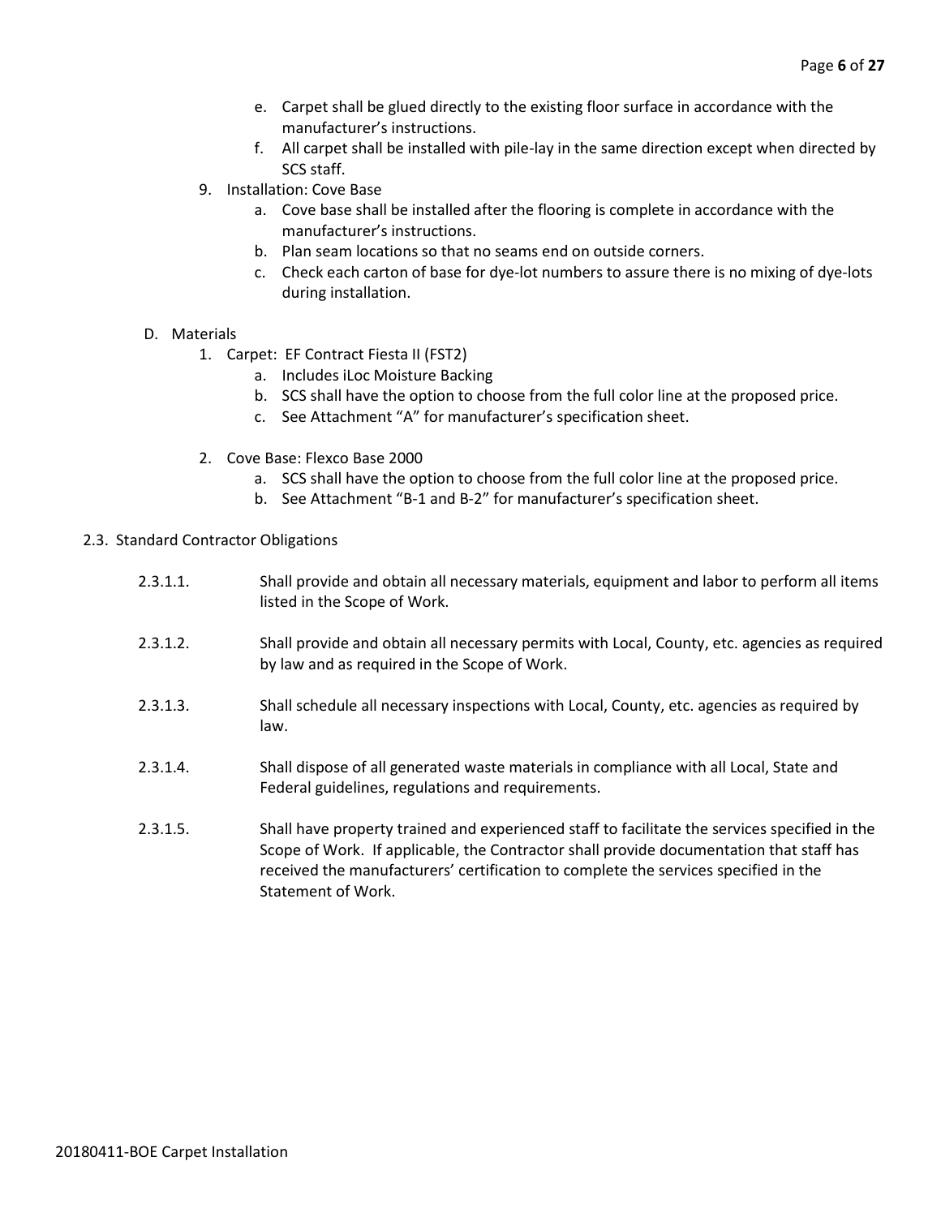e. Carpet shall be glued directly to the existing floor surface in accordance with the manufacturer's instructions.
   f. All carpet shall be installed with pile-lay in the same direction except when directed by SCS staff.

9. Installation: Cove Base
   a. Cove base shall be installed after the flooring is complete in accordance with the manufacturer's instructions.
   b. Plan seam locations so that no seams end on outside corners.
   c. Check each carton of base for dye-lot numbers to assure there is no mixing of dye-lots during installation.

D. Materials

1. Carpet: EF Contract Fiesta II (FST2)
   a. Includes iLoc Moisture Backing
   b. SCS shall have the option to choose from the full color line at the proposed price.
   c. See Attachment "A" for manufacturer's specification sheet.

2. Cove Base: Flexco Base 2000
   a. SCS shall have the option to choose from the full color line at the proposed price.
   b. See Attachment "B-1 and B-2" for manufacturer's specification sheet.

2.3. Standard Contractor Obligations

2.3.1.1. Shall provide and obtain all necessary materials, equipment and labor to perform all items listed in the Scope of Work.

2.3.1.2. Shall provide and obtain all necessary permits with Local, County, etc. agencies as required by law and as required in the Scope of Work.

2.3.1.3. Shall schedule all necessary inspections with Local, County, etc. agencies as required by law.

2.3.1.4. Shall dispose of all generated waste materials in compliance with all Local, State and Federal guidelines, regulations and requirements.

2.3.1.5. Shall have property trained and experienced staff to facilitate the services specified in the Scope of Work. If applicable, the Contractor shall provide documentation that staff has received the manufacturers' certification to complete the services specified in the Statement of Work.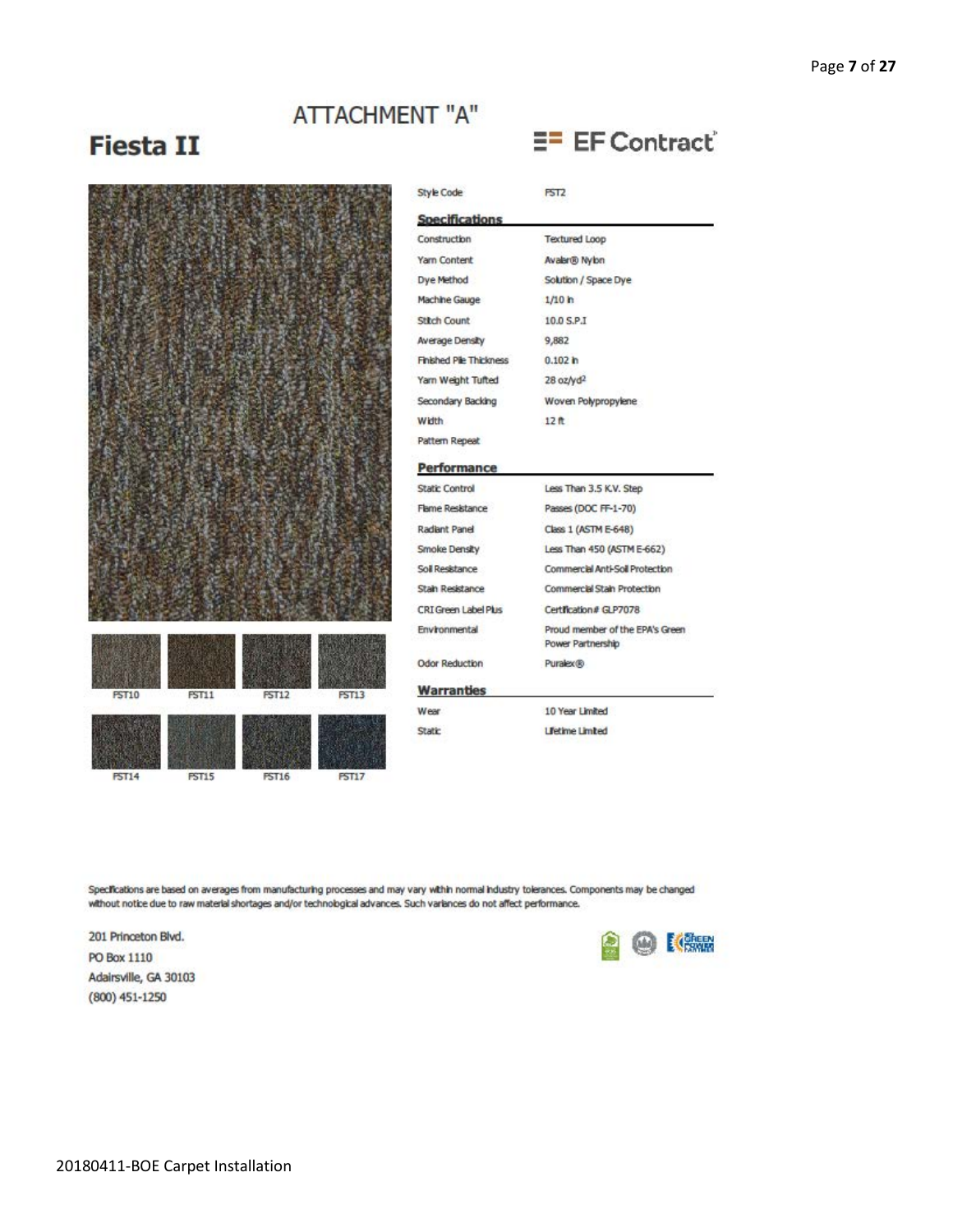# ATTACHMENT "A"

## Fiesta II

EF Contract

FST10 FST11 FST12 FST13

FST14 FST15 FST16 FST17

| Style Code | FST2 |
| --- | --- |

### Specifications

| | |
| --- | --- |
| Construction | Textured Loop |
| Yarn Content | Avalar® Nylon |
| Dye Method | Solution / Space Dye |
| Machine Gauge | 1/10 in |
| Stitch Count | 10.0 S.P.I |
| Average Density | 9,882 |
| Finished Pile Thickness | 0.102 in |
| Yarn Weight Tufted | 28 oz/yd² |
| Secondary Backing | Woven Polypropylene |
| Width | 12 ft |
| Pattern Repeat | |

### Performance

| | |
| --- | --- |
| Static Control | Less Than 3.5 K.V. Step |
| Flame Resistance | Passes (DOC FF-1-70) |
| Radiant Panel | Class 1 (ASTM E-648) |
| Smoke Density | Less Than 450 (ASTM E-662) |
| Soil Resistance | Commercial Anti-Soil Protection |
| Stain Resistance | Commercial Stain Protection |
| CRI Green Label Plus | Certification# GLP7078 |
| Environmental | Proud member of the EPA's Green Power Partnership |
| Odor Reduction | Puralex® |

### Warranties

| | |
| --- | --- |
| Wear | 10 Year Limited |
| Static | Lifetime Limited |

Specifications are based on averages from manufacturing processes and may vary within normal industry tolerances. Components may be changed without notice due to raw material shortages and/or technological advances. Such variances do not affect performance.

201 Princeton Blvd.
PO Box 1110
Adairsville, GA 30103
(800) 451-1250

20180411-BOE Carpet Installation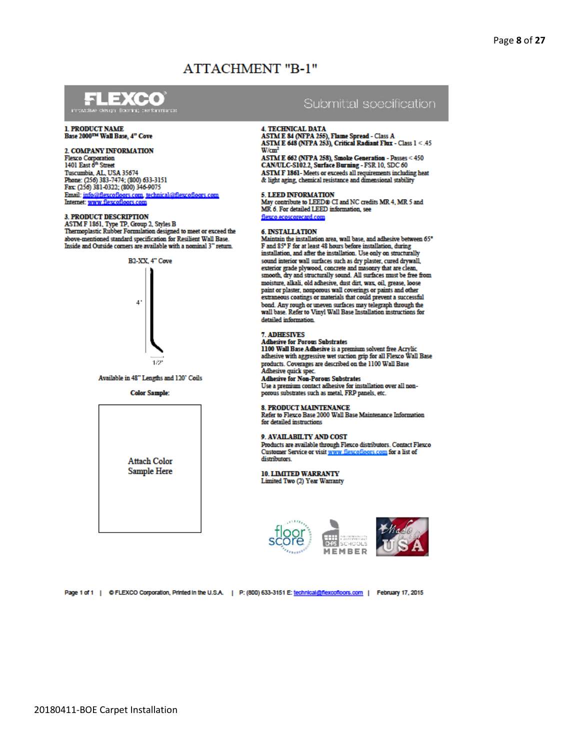# ATTACHMENT "B-1"

**FLEXCO** innovative design. flooring. performance.

Submittal specification

**1. PRODUCT NAME**
Base 2000™ Wall Base, 4" Cove

**2. COMPANY INFORMATION**
Flexco Corporation
1401 East 6th Street
Tuscumbia, AL, USA 35674
Phone: (256) 383-7474; (800) 633-3151
Fax: (256) 381-0322; (800) 346-9075
Email: info@flexcofloors.com, technical@flexcofloors.com
Internet: www.flexcofloors.com

**3. PRODUCT DESCRIPTION**
ASTM F 1861, Type TP, Group 2, Styles B
Thermoplastic Rubber Formulation designed to meet or exceed the above-mentioned standard specification for Resilient Wall Base. Inside and Outside corners are available with a nominal 3" return.

B2-XX, 4" Cove

4"

1/2"

Available in 48" Lengths and 120' Coils

**Color Sample:**

Attach Color Sample Here

**4. TECHNICAL DATA**
**ASTM E 84 (NFPA 255), Flame Spread** - Class A
**ASTM E 648 (NFPA 253), Critical Radiant Flux** - Class 1 < .45 W/cm²
**ASTM E 662 (NFPA 258), Smoke Generation** - Passes < 450
**CAN/ULC-S102.2, Surface Burning** - FSR 10, SDC 60
**ASTM F 1861**- Meets or exceeds all requirements including heat & light aging, chemical resistance and dimensional stability

**5. LEED INFORMATION**
May contribute to LEED® CI and NC credits MR 4, MR 5 and MR 6. For detailed LEED information, see flexco.ecoscorecard.com

**6. INSTALLATION**
Maintain the installation area, wall base, and adhesive between 65° F and 85° F for at least 48 hours before installation, during installation, and after the installation. Use only on structurally sound interior wall surfaces such as dry plaster, cured drywall, exterior grade plywood, concrete and masonry that are clean, smooth, dry and structurally sound. All surfaces must be free from moisture, alkali, old adhesive, dust dirt, wax, oil, grease, loose paint or plaster, nonporous wall coverings or paints and other extraneous coatings or materials that could prevent a successful bond. Any rough or uneven surfaces may telegraph through the wall base. Refer to Vinyl Wall Base Installation instructions for detailed information.

**7. ADHESIVES**
**Adhesive for Porous Substrates**
**1100 Wall Base Adhesive** is a premium solvent free Acrylic adhesive with aggressive wet suction grip for all Flexco Wall Base products. Coverages are described on the 1100 Wall Base Adhesive quick spec.
**Adhesive for Non-Porous Substrates**
Use a premium contact adhesive for installation over all non-porous substrates such as metal, FRP panels, etc.

**8. PRODUCT MAINTENANCE**
Refer to Flexco Base 2000 Wall Base Maintenance Information for detailed instructions

**9. AVAILABILTY AND COST**
Products are available through Flexco distributors. Contact Flexco Customer Service or visit www.flexcofloors.com for a list of distributors.

**10. LIMITED WARRANTY**
Limited Two (2) Year Warranty

floor score | CHPS SCHOOLS MEMBER | Made in the USA

Page 1 of 1 | © FLEXCO Corporation, Printed in the U.S.A. | P: (800) 633-3151 E: technical@flexcofloors.com | February 17, 2015

20180411-BOE Carpet Installation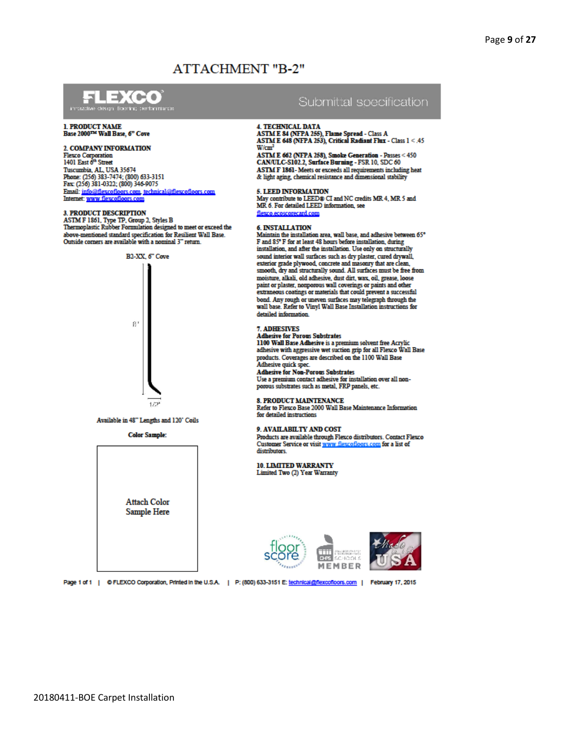# ATTACHMENT "B-2"

**FLEXCO** innovative design. flooring. performance.

Submittal specification

**1. PRODUCT NAME**
**Base 2000™ Wall Base, 6" Cove**

**2. COMPANY INFORMATION**
Flexco Corporation
1401 East 6th Street
Tuscumbia, AL, USA 35674
Phone: (256) 383-7474; (800) 633-3151
Fax: (256) 381-0322; (800) 346-9075
Email: info@flexcofloors.com, technical@flexcofloors.com
Internet: www.flexcofloors.com

**3. PRODUCT DESCRIPTION**
ASTM F 1861, Type TP, Group 2, Styles B
Thermoplastic Rubber Formulation designed to meet or exceed the above-mentioned standard specification for Resilient Wall Base. Outside corners are available with a nominal 3" return.

B2-XX, 6" Cove

6"

1/2"

Available in 48" Lengths and 120' Coils

**Color Sample:**

Attach Color Sample Here

**4. TECHNICAL DATA**
**ASTM E 84 (NFPA 255), Flame Spread** - Class A
**ASTM E 648 (NFPA 253), Critical Radiant Flux** - Class 1 < .45 W/cm²
**ASTM E 662 (NFPA 258), Smoke Generation** - Passes < 450
**CAN/ULC-S102.2, Surface Burning** - FSR 10, SDC 60
**ASTM F 1861**- Meets or exceeds all requirements including heat & light aging, chemical resistance and dimensional stability

**5. LEED INFORMATION**
May contribute to LEED® CI and NC credits MR 4, MR 5 and MR 6. For detailed LEED information, see flexco.ecoscorecard.com

**6. INSTALLATION**
Maintain the installation area, wall base, and adhesive between 65° F and 85° F for at least 48 hours before installation, during installation, and after the installation. Use only on structurally sound interior wall surfaces such as dry plaster, cured drywall, exterior grade plywood, concrete and masonry that are clean, smooth, dry and structurally sound. All surfaces must be free from moisture, alkali, old adhesive, dust dirt, wax, oil, grease, loose paint or plaster, nonporous wall coverings or paints and other extraneous coatings or materials that could prevent a successful bond. Any rough or uneven surfaces may telegraph through the wall base. Refer to Vinyl Wall Base Installation instructions for detailed information.

**7. ADHESIVES**
**Adhesive for Porous Substrates**
**1100 Wall Base Adhesive** is a premium solvent free Acrylic adhesive with aggressive wet suction grip for all Flexco Wall Base products. Coverages are described on the 1100 Wall Base Adhesive quick spec.
**Adhesive for Non-Porous Substrates**
Use a premium contact adhesive for installation over all non-porous substrates such as metal, FRP panels, etc.

**8. PRODUCT MAINTENANCE**
Refer to Flexco Base 2000 Wall Base Maintenance Information for detailed instructions

**9. AVAILABILTY AND COST**
Products are available through Flexco distributors. Contact Flexco Customer Service or visit www.flexcofloors.com for a list of distributors.

**10. LIMITED WARRANTY**
Limited Two (2) Year Warranty

floor score | CHPS SCHOOLS MEMBER | Made in the USA

Page 1 of 1 | © FLEXCO Corporation, Printed in the U.S.A. | P: (800) 633-3151 E: technical@flexcofloors.com | February 17, 2015

20180411-BOE Carpet Installation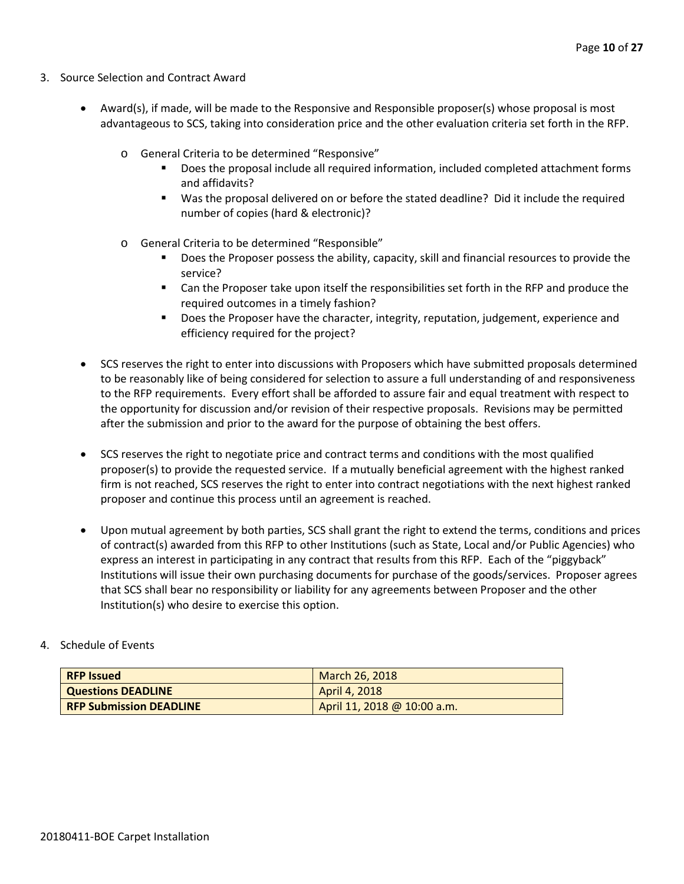3. Source Selection and Contract Award

- Award(s), if made, will be made to the Responsive and Responsible proposer(s) whose proposal is most advantageous to SCS, taking into consideration price and the other evaluation criteria set forth in the RFP.
  - General Criteria to be determined "Responsive"
    - Does the proposal include all required information, included completed attachment forms and affidavits?
    - Was the proposal delivered on or before the stated deadline? Did it include the required number of copies (hard & electronic)?
  - General Criteria to be determined "Responsible"
    - Does the Proposer possess the ability, capacity, skill and financial resources to provide the service?
    - Can the Proposer take upon itself the responsibilities set forth in the RFP and produce the required outcomes in a timely fashion?
    - Does the Proposer have the character, integrity, reputation, judgement, experience and efficiency required for the project?
- SCS reserves the right to enter into discussions with Proposers which have submitted proposals determined to be reasonably like of being considered for selection to assure a full understanding of and responsiveness to the RFP requirements. Every effort shall be afforded to assure fair and equal treatment with respect to the opportunity for discussion and/or revision of their respective proposals. Revisions may be permitted after the submission and prior to the award for the purpose of obtaining the best offers.
- SCS reserves the right to negotiate price and contract terms and conditions with the most qualified proposer(s) to provide the requested service. If a mutually beneficial agreement with the highest ranked firm is not reached, SCS reserves the right to enter into contract negotiations with the next highest ranked proposer and continue this process until an agreement is reached.
- Upon mutual agreement by both parties, SCS shall grant the right to extend the terms, conditions and prices of contract(s) awarded from this RFP to other Institutions (such as State, Local and/or Public Agencies) who express an interest in participating in any contract that results from this RFP. Each of the "piggyback" Institutions will issue their own purchasing documents for purchase of the goods/services. Proposer agrees that SCS shall bear no responsibility or liability for any agreements between Proposer and the other Institution(s) who desire to exercise this option.

4. Schedule of Events

| **RFP Issued** | March 26, 2018 |
|---|---|
| **Questions DEADLINE** | April 4, 2018 |
| **RFP Submission DEADLINE** | April 11, 2018 @ 10:00 a.m. |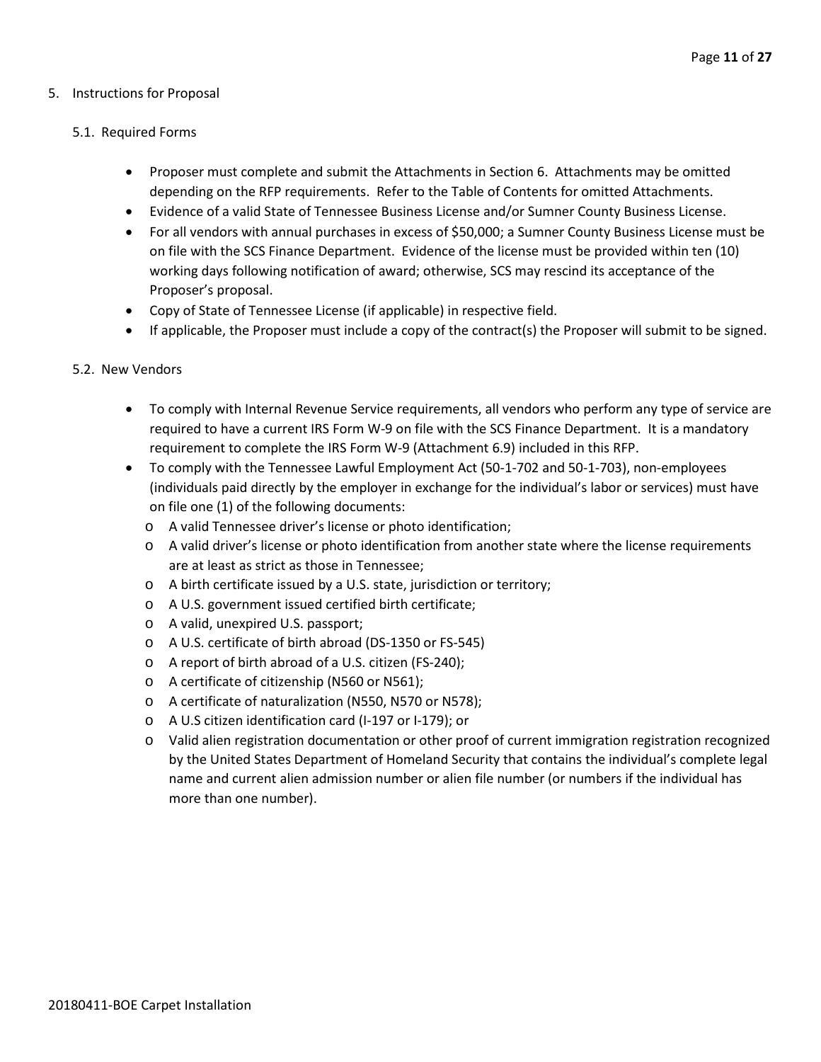## 5. Instructions for Proposal

### 5.1. Required Forms

- Proposer must complete and submit the Attachments in Section 6. Attachments may be omitted depending on the RFP requirements. Refer to the Table of Contents for omitted Attachments.
- Evidence of a valid State of Tennessee Business License and/or Sumner County Business License.
- For all vendors with annual purchases in excess of $50,000; a Sumner County Business License must be on file with the SCS Finance Department. Evidence of the license must be provided within ten (10) working days following notification of award; otherwise, SCS may rescind its acceptance of the Proposer's proposal.
- Copy of State of Tennessee License (if applicable) in respective field.
- If applicable, the Proposer must include a copy of the contract(s) the Proposer will submit to be signed.

### 5.2. New Vendors

- To comply with Internal Revenue Service requirements, all vendors who perform any type of service are required to have a current IRS Form W-9 on file with the SCS Finance Department. It is a mandatory requirement to complete the IRS Form W-9 (Attachment 6.9) included in this RFP.
- To comply with the Tennessee Lawful Employment Act (50-1-702 and 50-1-703), non-employees (individuals paid directly by the employer in exchange for the individual's labor or services) must have on file one (1) of the following documents:
  - A valid Tennessee driver's license or photo identification;
  - A valid driver's license or photo identification from another state where the license requirements are at least as strict as those in Tennessee;
  - A birth certificate issued by a U.S. state, jurisdiction or territory;
  - A U.S. government issued certified birth certificate;
  - A valid, unexpired U.S. passport;
  - A U.S. certificate of birth abroad (DS-1350 or FS-545)
  - A report of birth abroad of a U.S. citizen (FS-240);
  - A certificate of citizenship (N560 or N561);
  - A certificate of naturalization (N550, N570 or N578);
  - A U.S citizen identification card (I-197 or I-179); or
  - Valid alien registration documentation or other proof of current immigration registration recognized by the United States Department of Homeland Security that contains the individual's complete legal name and current alien admission number or alien file number (or numbers if the individual has more than one number).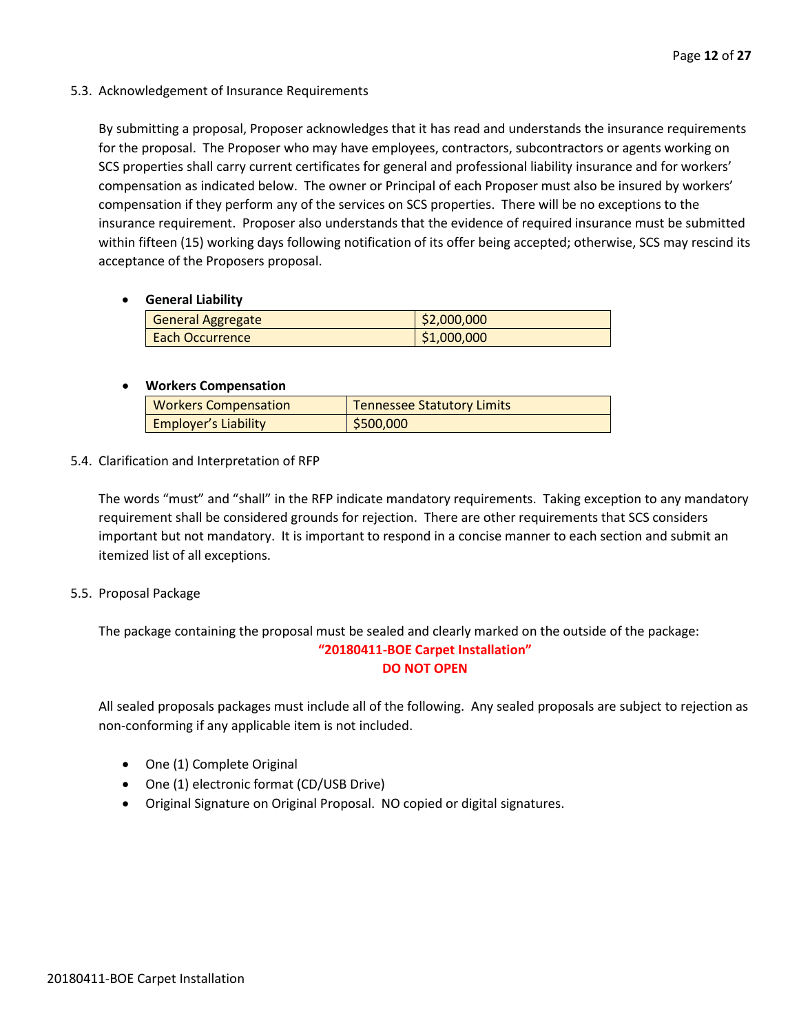### 5.3. Acknowledgement of Insurance Requirements

By submitting a proposal, Proposer acknowledges that it has read and understands the insurance requirements for the proposal. The Proposer who may have employees, contractors, subcontractors or agents working on SCS properties shall carry current certificates for general and professional liability insurance and for workers' compensation as indicated below. The owner or Principal of each Proposer must also be insured by workers' compensation if they perform any of the services on SCS properties. There will be no exceptions to the insurance requirement. Proposer also understands that the evidence of required insurance must be submitted within fifteen (15) working days following notification of its offer being accepted; otherwise, SCS may rescind its acceptance of the Proposers proposal.

- **General Liability**

| General Aggregate | $2,000,000 |
|---|---|
| Each Occurrence | $1,000,000 |

- **Workers Compensation**

| Workers Compensation | Tennessee Statutory Limits |
|---|---|
| Employer's Liability | $500,000 |

### 5.4. Clarification and Interpretation of RFP

The words "must" and "shall" in the RFP indicate mandatory requirements. Taking exception to any mandatory requirement shall be considered grounds for rejection. There are other requirements that SCS considers important but not mandatory. It is important to respond in a concise manner to each section and submit an itemized list of all exceptions.

### 5.5. Proposal Package

The package containing the proposal must be sealed and clearly marked on the outside of the package:

**"20180411-BOE Carpet Installation"**
**DO NOT OPEN**

All sealed proposals packages must include all of the following. Any sealed proposals are subject to rejection as non-conforming if any applicable item is not included.

- One (1) Complete Original
- One (1) electronic format (CD/USB Drive)
- Original Signature on Original Proposal. NO copied or digital signatures.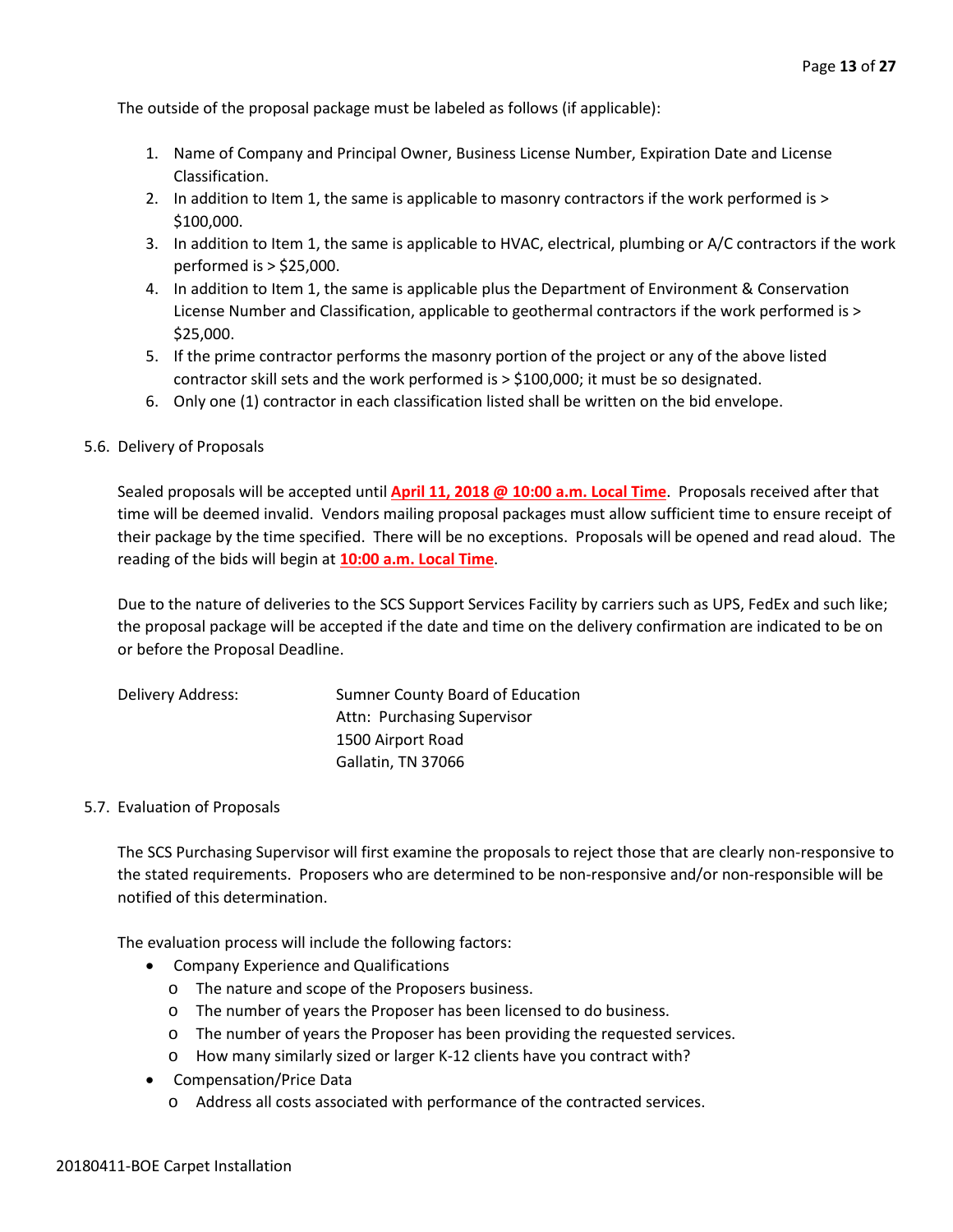The outside of the proposal package must be labeled as follows (if applicable):

1. Name of Company and Principal Owner, Business License Number, Expiration Date and License Classification.
2. In addition to Item 1, the same is applicable to masonry contractors if the work performed is > $100,000.
3. In addition to Item 1, the same is applicable to HVAC, electrical, plumbing or A/C contractors if the work performed is > $25,000.
4. In addition to Item 1, the same is applicable plus the Department of Environment & Conservation License Number and Classification, applicable to geothermal contractors if the work performed is > $25,000.
5. If the prime contractor performs the masonry portion of the project or any of the above listed contractor skill sets and the work performed is > $100,000; it must be so designated.
6. Only one (1) contractor in each classification listed shall be written on the bid envelope.

### 5.6. Delivery of Proposals

Sealed proposals will be accepted until **April 11, 2018 @ 10:00 a.m. Local Time**. Proposals received after that time will be deemed invalid. Vendors mailing proposal packages must allow sufficient time to ensure receipt of their package by the time specified. There will be no exceptions. Proposals will be opened and read aloud. The reading of the bids will begin at **10:00 a.m. Local Time**.

Due to the nature of deliveries to the SCS Support Services Facility by carriers such as UPS, FedEx and such like; the proposal package will be accepted if the date and time on the delivery confirmation are indicated to be on or before the Proposal Deadline.

Delivery Address:

Sumner County Board of Education
Attn: Purchasing Supervisor
1500 Airport Road
Gallatin, TN 37066

### 5.7. Evaluation of Proposals

The SCS Purchasing Supervisor will first examine the proposals to reject those that are clearly non-responsive to the stated requirements. Proposers who are determined to be non-responsive and/or non-responsible will be notified of this determination.

The evaluation process will include the following factors:

- Company Experience and Qualifications
  - The nature and scope of the Proposers business.
  - The number of years the Proposer has been licensed to do business.
  - The number of years the Proposer has been providing the requested services.
  - How many similarly sized or larger K-12 clients have you contract with?
- Compensation/Price Data
  - Address all costs associated with performance of the contracted services.

20180411-BOE Carpet Installation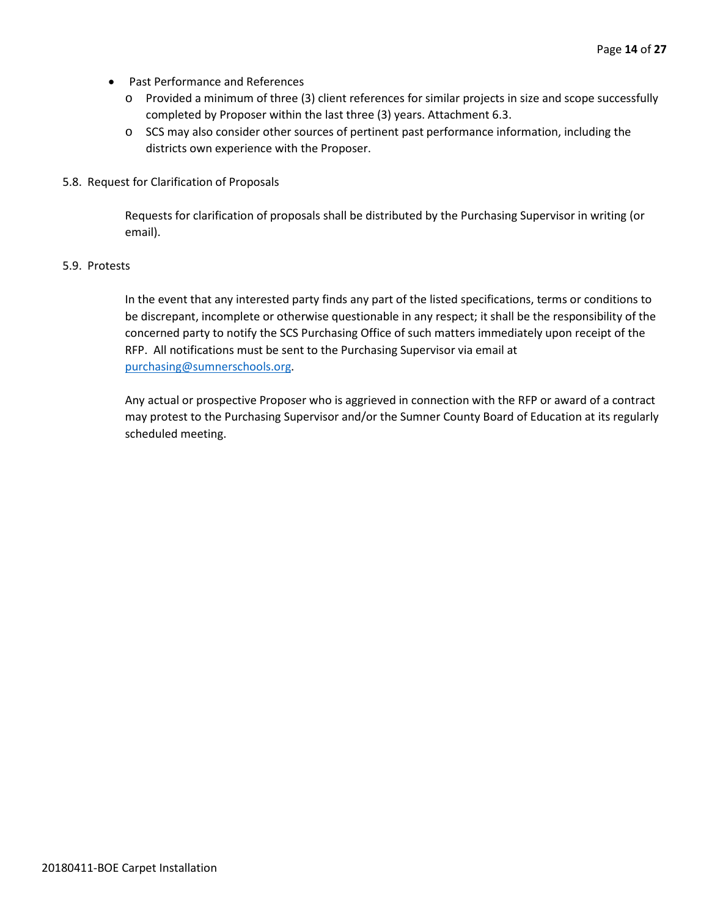- Past Performance and References
  - Provided a minimum of three (3) client references for similar projects in size and scope successfully completed by Proposer within the last three (3) years. Attachment 6.3.
  - SCS may also consider other sources of pertinent past performance information, including the districts own experience with the Proposer.

5.8. Request for Clarification of Proposals

Requests for clarification of proposals shall be distributed by the Purchasing Supervisor in writing (or email).

5.9. Protests

In the event that any interested party finds any part of the listed specifications, terms or conditions to be discrepant, incomplete or otherwise questionable in any respect; it shall be the responsibility of the concerned party to notify the SCS Purchasing Office of such matters immediately upon receipt of the RFP. All notifications must be sent to the Purchasing Supervisor via email at purchasing@sumnerschools.org.

Any actual or prospective Proposer who is aggrieved in connection with the RFP or award of a contract may protest to the Purchasing Supervisor and/or the Sumner County Board of Education at its regularly scheduled meeting.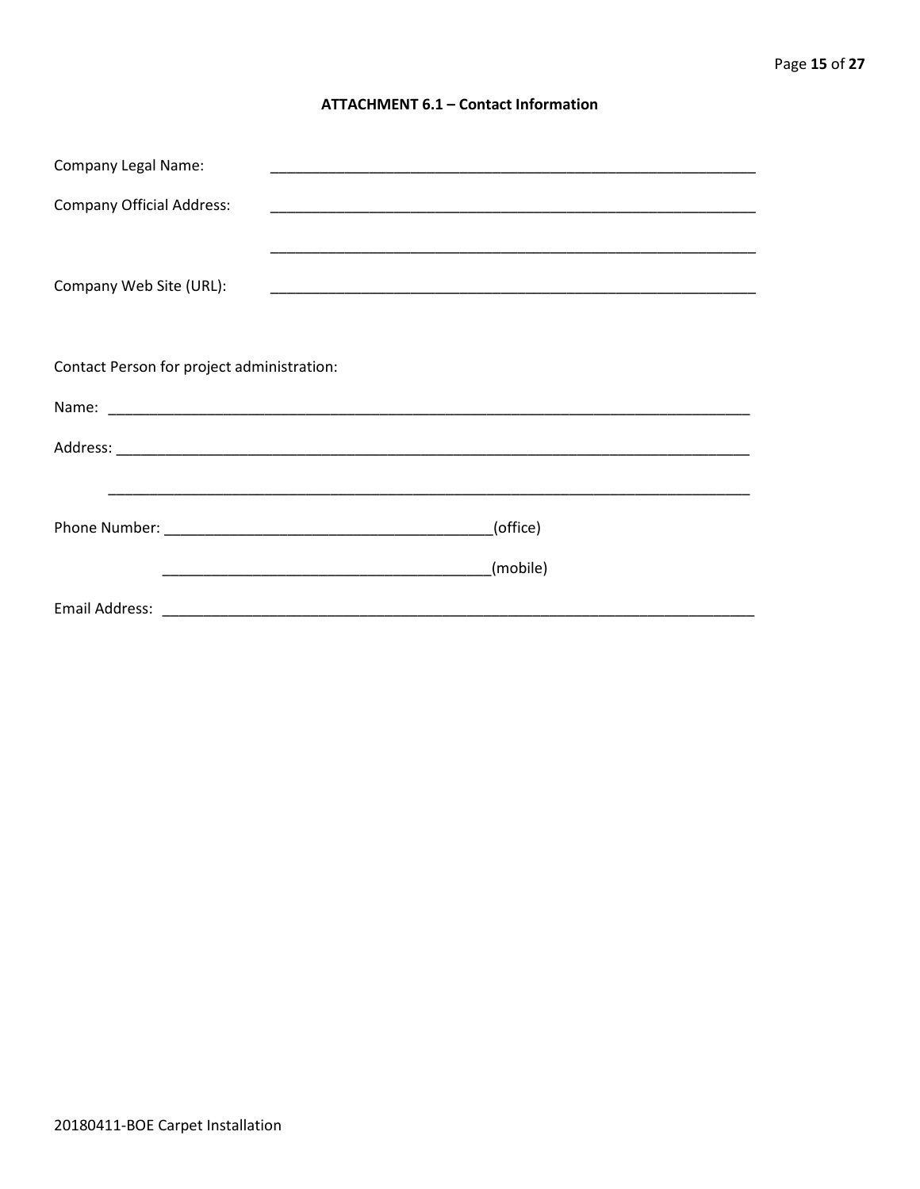## ATTACHMENT 6.1 – Contact Information

Company Legal Name: ____________________________________________________________

Company Official Address: ____________________________________________________________

____________________________________________________________

Company Web Site (URL): ____________________________________________________________

Contact Person for project administration:

Name: ________________________________________________________________________________

Address: ______________________________________________________________________________

________________________________________________________________________________

Phone Number: ________________________________________(office)

________________________________________(mobile)

Email Address: ___________________________________________________________________________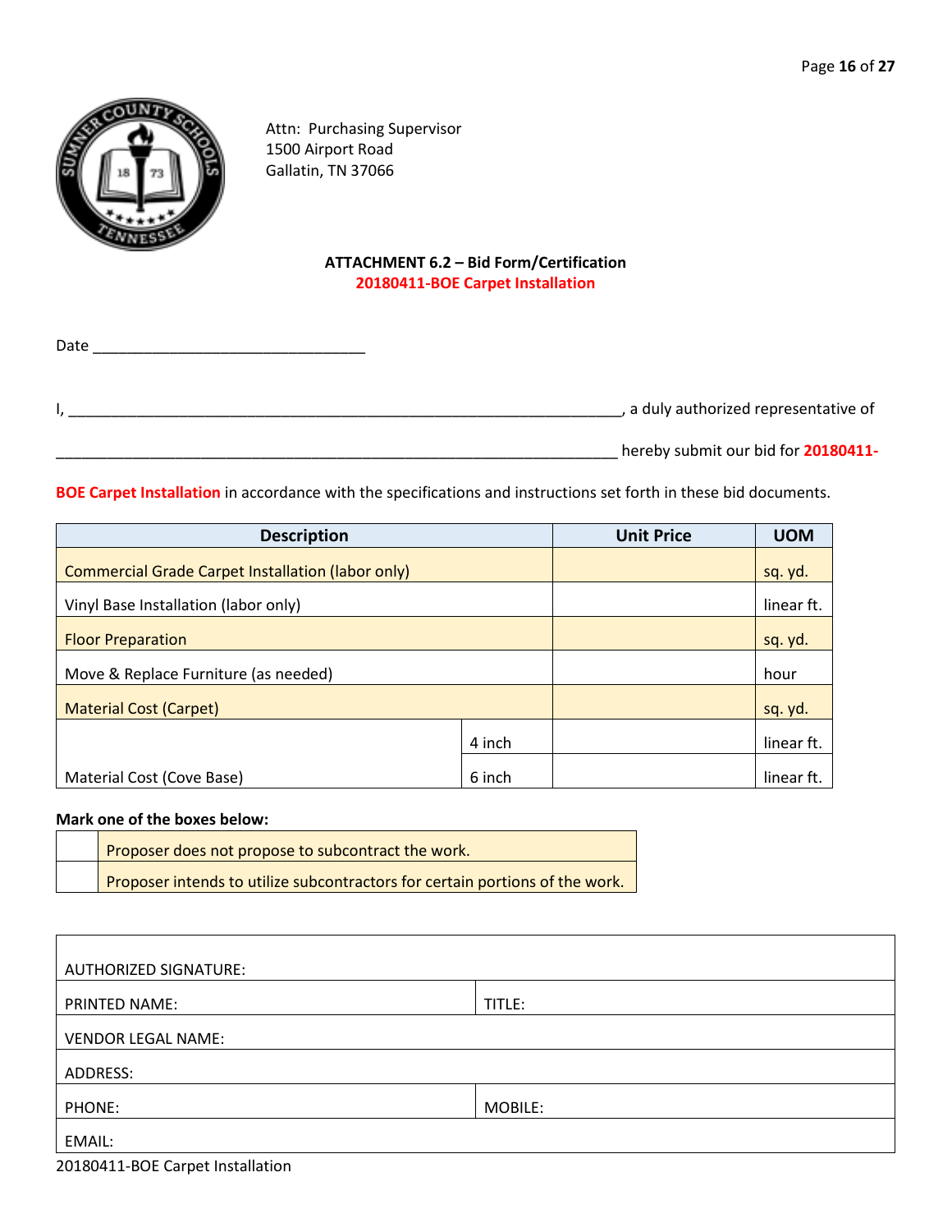Attn: Purchasing Supervisor
1500 Airport Road
Gallatin, TN 37066

**ATTACHMENT 6.2 – Bid Form/Certification**
**20180411-BOE Carpet Installation**

Date ________________________________

I, ____________________________________________________________________, a duly authorized representative of

____________________________________________________________________ hereby submit our bid for **20180411-BOE Carpet Installation** in accordance with the specifications and instructions set forth in these bid documents.

| Description | | Unit Price | UOM |
|---|---|---|---|
| Commercial Grade Carpet Installation (labor only) | | | sq. yd. |
| Vinyl Base Installation (labor only) | | | linear ft. |
| Floor Preparation | | | sq. yd. |
| Move & Replace Furniture (as needed) | | | hour |
| Material Cost (Carpet) | | | sq. yd. |
| Material Cost (Cove Base) | 4 inch | | linear ft. |
| | 6 inch | | linear ft. |

**Mark one of the boxes below:**

| | |
|---|---|
| | Proposer does not propose to subcontract the work. |
| | Proposer intends to utilize subcontractors for certain portions of the work. |

| | |
|---|---|
| AUTHORIZED SIGNATURE: | |
| PRINTED NAME: | TITLE: |
| VENDOR LEGAL NAME: | |
| ADDRESS: | |
| PHONE: | MOBILE: |
| EMAIL: | |

20180411-BOE Carpet Installation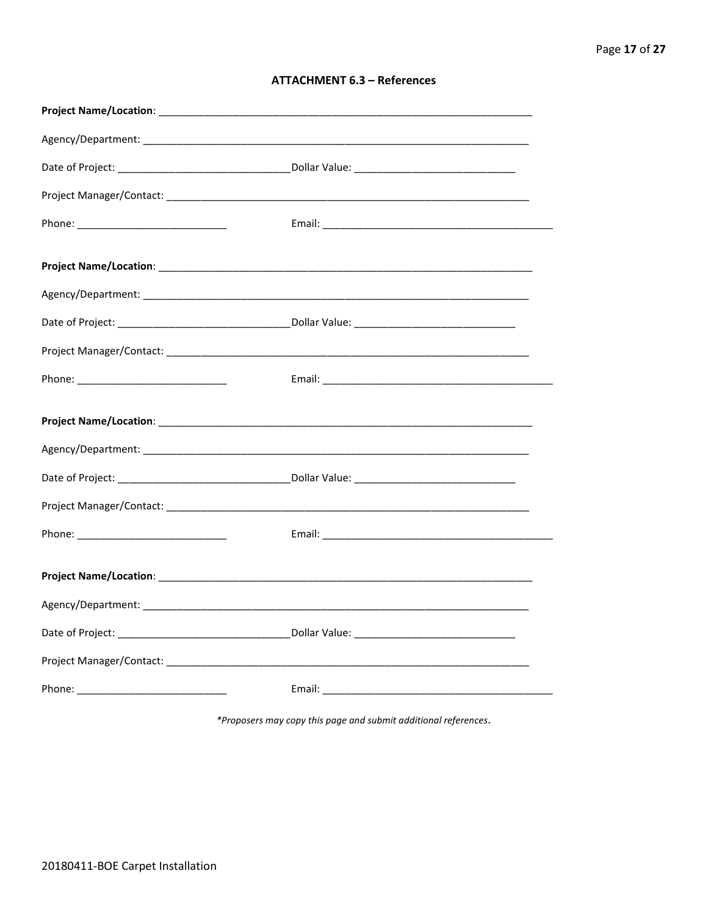## ATTACHMENT 6.3 – References

**Project Name/Location**: ____________________________________________________________________

Agency/Department: ______________________________________________________________________

Date of Project: ______________________________Dollar Value: ____________________________

Project Manager/Contact: _________________________________________________________________

Phone: __________________________ Email: _________________________________________

**Project Name/Location**: ____________________________________________________________________

Agency/Department: ______________________________________________________________________

Date of Project: ______________________________Dollar Value: ____________________________

Project Manager/Contact: _________________________________________________________________

Phone: __________________________ Email: _________________________________________

**Project Name/Location**: ____________________________________________________________________

Agency/Department: ______________________________________________________________________

Date of Project: ______________________________Dollar Value: ____________________________

Project Manager/Contact: _________________________________________________________________

Phone: __________________________ Email: _________________________________________

**Project Name/Location**: ____________________________________________________________________

Agency/Department: ______________________________________________________________________

Date of Project: ______________________________Dollar Value: ____________________________

Project Manager/Contact: _________________________________________________________________

Phone: __________________________ Email: _________________________________________

*\*Proposers may copy this page and submit additional references*.

20180411-BOE Carpet Installation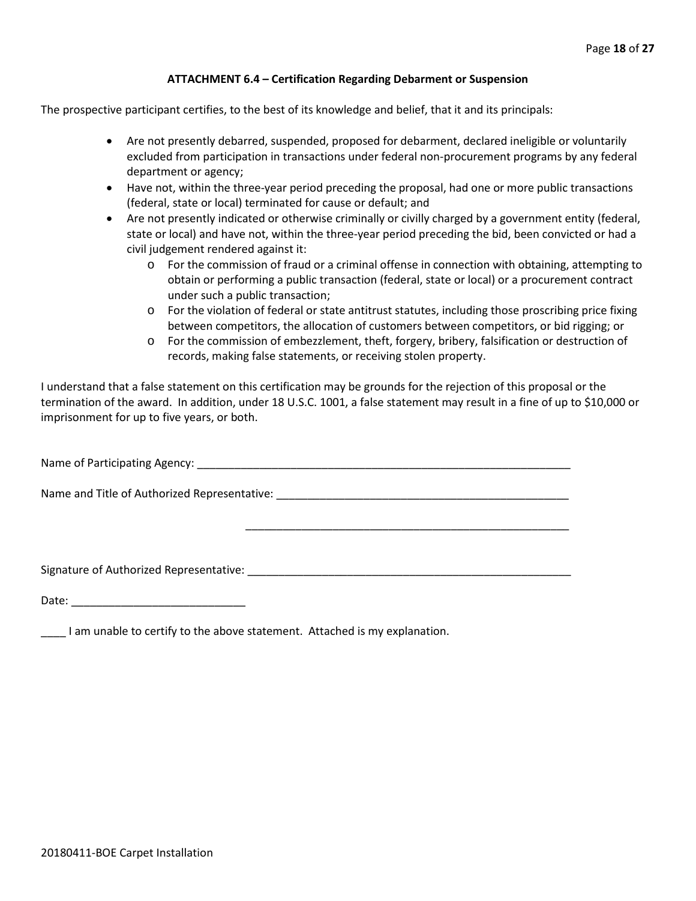### ATTACHMENT 6.4 – Certification Regarding Debarment or Suspension

The prospective participant certifies, to the best of its knowledge and belief, that it and its principals:

- Are not presently debarred, suspended, proposed for debarment, declared ineligible or voluntarily excluded from participation in transactions under federal non-procurement programs by any federal department or agency;
- Have not, within the three-year period preceding the proposal, had one or more public transactions (federal, state or local) terminated for cause or default; and
- Are not presently indicated or otherwise criminally or civilly charged by a government entity (federal, state or local) and have not, within the three-year period preceding the bid, been convicted or had a civil judgement rendered against it:
  - For the commission of fraud or a criminal offense in connection with obtaining, attempting to obtain or performing a public transaction (federal, state or local) or a procurement contract under such a public transaction;
  - For the violation of federal or state antitrust statutes, including those proscribing price fixing between competitors, the allocation of customers between competitors, or bid rigging; or
  - For the commission of embezzlement, theft, forgery, bribery, falsification or destruction of records, making false statements, or receiving stolen property.

I understand that a false statement on this certification may be grounds for the rejection of this proposal or the termination of the award. In addition, under 18 U.S.C. 1001, a false statement may result in a fine of up to $10,000 or imprisonment for up to five years, or both.

Name of Participating Agency: ______________________________________________________________

Name and Title of Authorized Representative: ___________________________________________________

___________________________________________________

Signature of Authorized Representative: _____________________________________________________

Date: ____________________________

____ I am unable to certify to the above statement. Attached is my explanation.

20180411-BOE Carpet Installation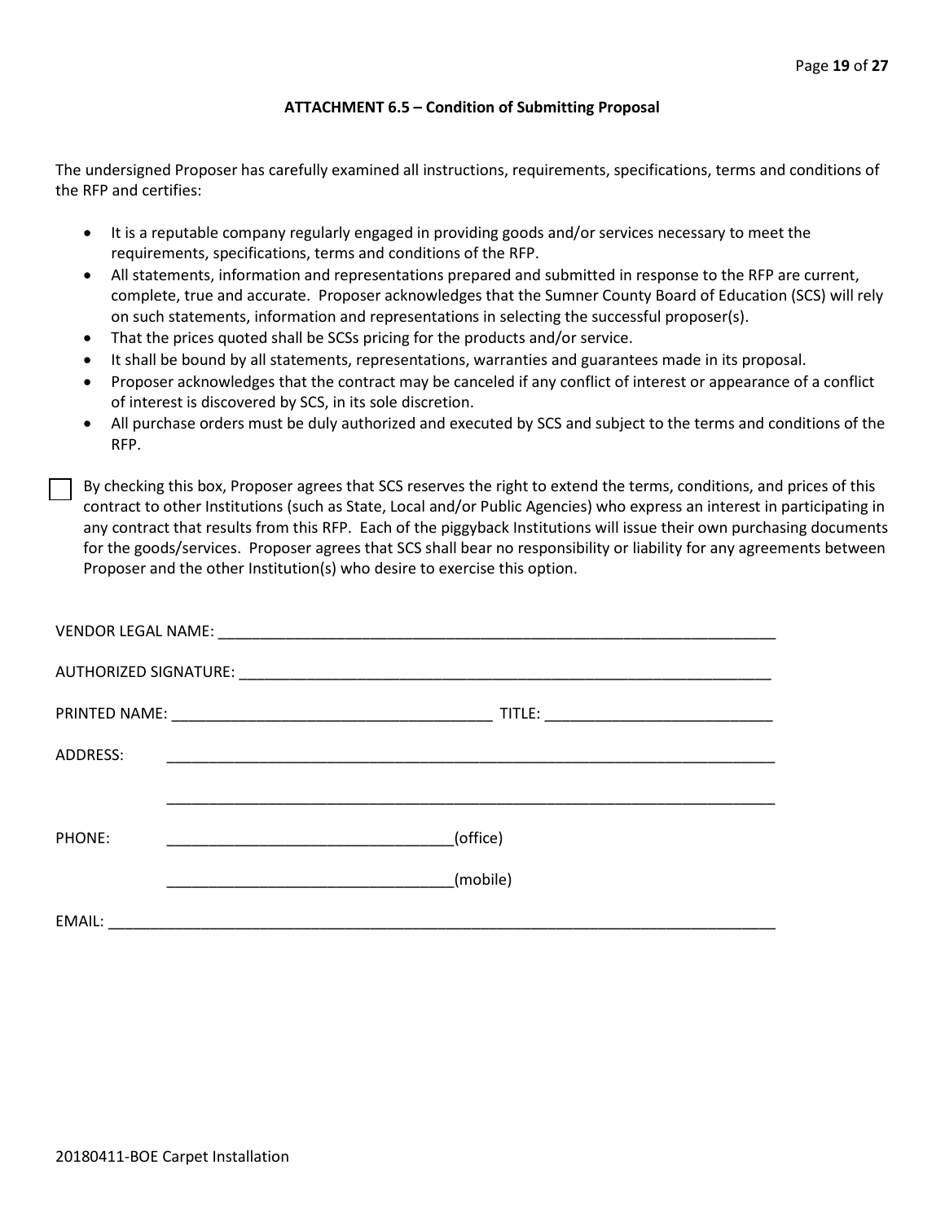## ATTACHMENT 6.5 – Condition of Submitting Proposal

The undersigned Proposer has carefully examined all instructions, requirements, specifications, terms and conditions of the RFP and certifies:

- It is a reputable company regularly engaged in providing goods and/or services necessary to meet the requirements, specifications, terms and conditions of the RFP.
- All statements, information and representations prepared and submitted in response to the RFP are current, complete, true and accurate. Proposer acknowledges that the Sumner County Board of Education (SCS) will rely on such statements, information and representations in selecting the successful proposer(s).
- That the prices quoted shall be SCSs pricing for the products and/or service.
- It shall be bound by all statements, representations, warranties and guarantees made in its proposal.
- Proposer acknowledges that the contract may be canceled if any conflict of interest or appearance of a conflict of interest is discovered by SCS, in its sole discretion.
- All purchase orders must be duly authorized and executed by SCS and subject to the terms and conditions of the RFP.

☐ By checking this box, Proposer agrees that SCS reserves the right to extend the terms, conditions, and prices of this contract to other Institutions (such as State, Local and/or Public Agencies) who express an interest in participating in any contract that results from this RFP. Each of the piggyback Institutions will issue their own purchasing documents for the goods/services. Proposer agrees that SCS shall bear no responsibility or liability for any agreements between Proposer and the other Institution(s) who desire to exercise this option.

VENDOR LEGAL NAME: ______________________________________________________________________

AUTHORIZED SIGNATURE: __________________________________________________________________

PRINTED NAME: ______________________________________ TITLE: ___________________________

ADDRESS: _________________________________________________________________________

_________________________________________________________________________

PHONE: __________________________________(office)

__________________________________(mobile)

EMAIL: _____________________________________________________________________________

20180411-BOE Carpet Installation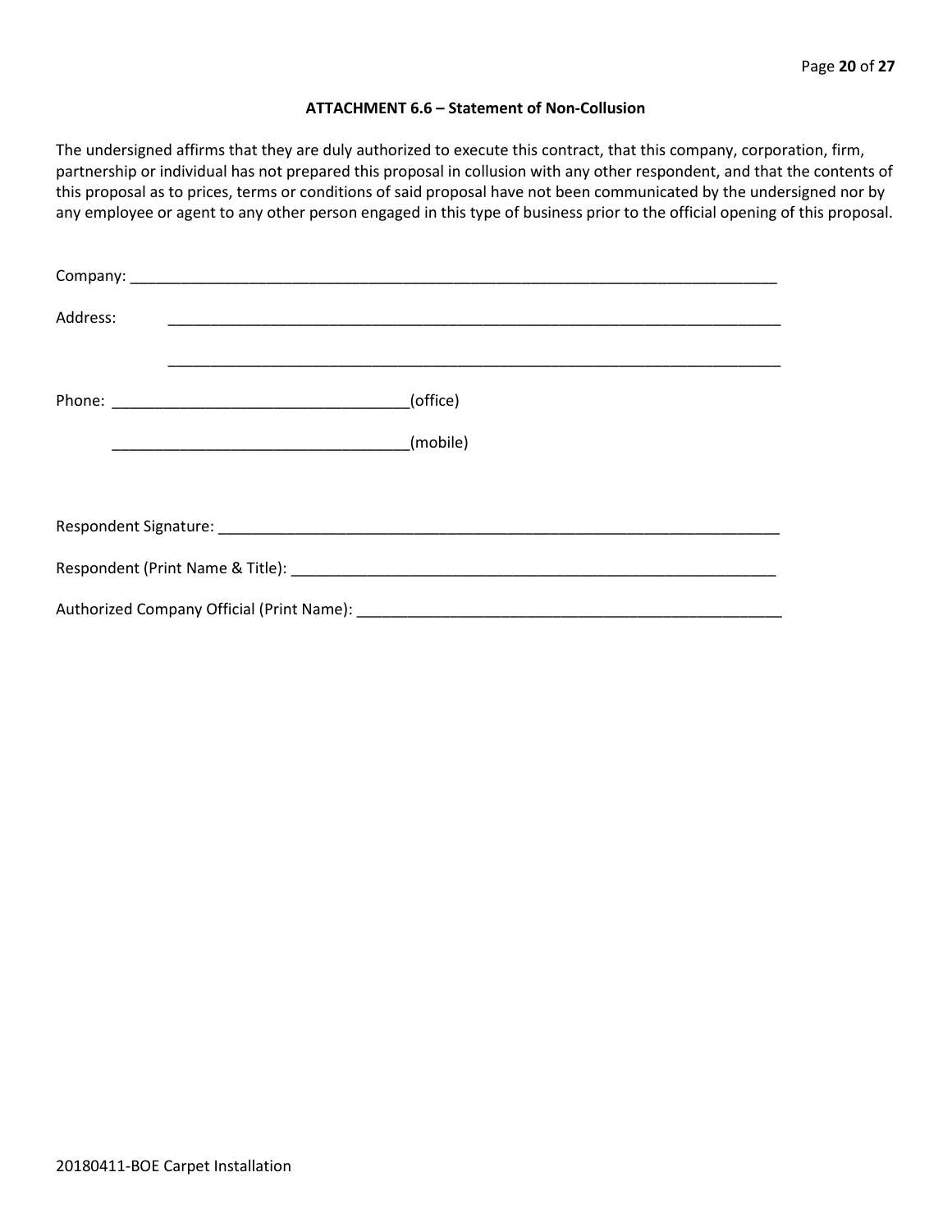### ATTACHMENT 6.6 – Statement of Non-Collusion

The undersigned affirms that they are duly authorized to execute this contract, that this company, corporation, firm, partnership or individual has not prepared this proposal in collusion with any other respondent, and that the contents of this proposal as to prices, terms or conditions of said proposal have not been communicated by the undersigned nor by any employee or agent to any other person engaged in this type of business prior to the official opening of this proposal.

Company: ___________________________________________________________________________

Address: ___________________________________________________________________________

___________________________________________________________________________

Phone: ___________________________________(office)

___________________________________(mobile)

Respondent Signature: _________________________________________________________________

Respondent (Print Name & Title): _______________________________________________________

Authorized Company Official (Print Name): _______________________________________________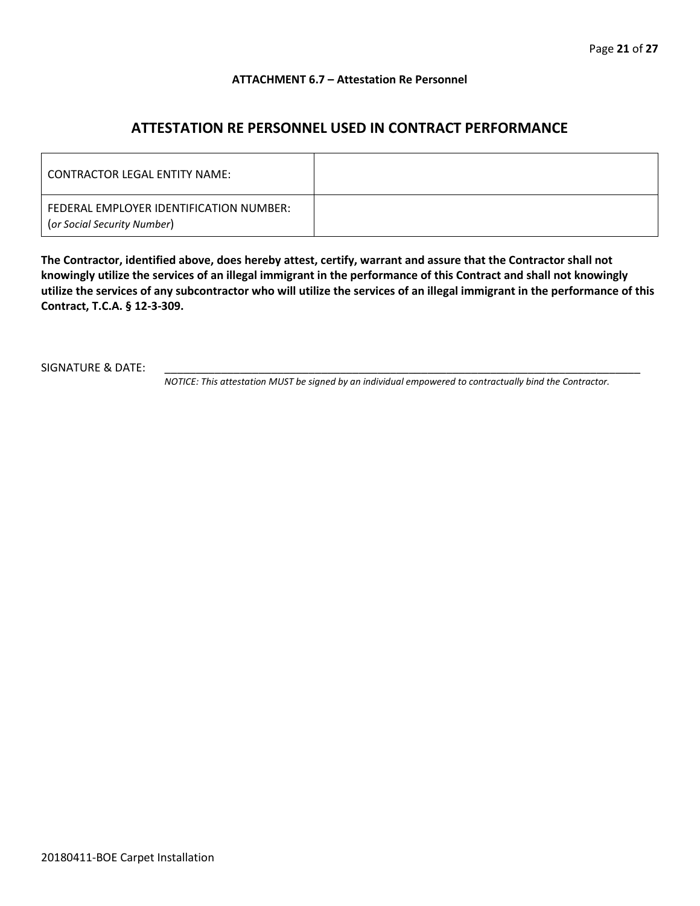**ATTACHMENT 6.7 – Attestation Re Personnel**

## ATTESTATION RE PERSONNEL USED IN CONTRACT PERFORMANCE

| | |
|---|---|
| CONTRACTOR LEGAL ENTITY NAME: | |
| FEDERAL EMPLOYER IDENTIFICATION NUMBER: (*or Social Security Number*) | |

**The Contractor, identified above, does hereby attest, certify, warrant and assure that the Contractor shall not knowingly utilize the services of an illegal immigrant in the performance of this Contract and shall not knowingly utilize the services of any subcontractor who will utilize the services of an illegal immigrant in the performance of this Contract, T.C.A. § 12-3-309.**

SIGNATURE & DATE: ________________________________________________________________________________

*NOTICE: This attestation MUST be signed by an individual empowered to contractually bind the Contractor.*

20180411-BOE Carpet Installation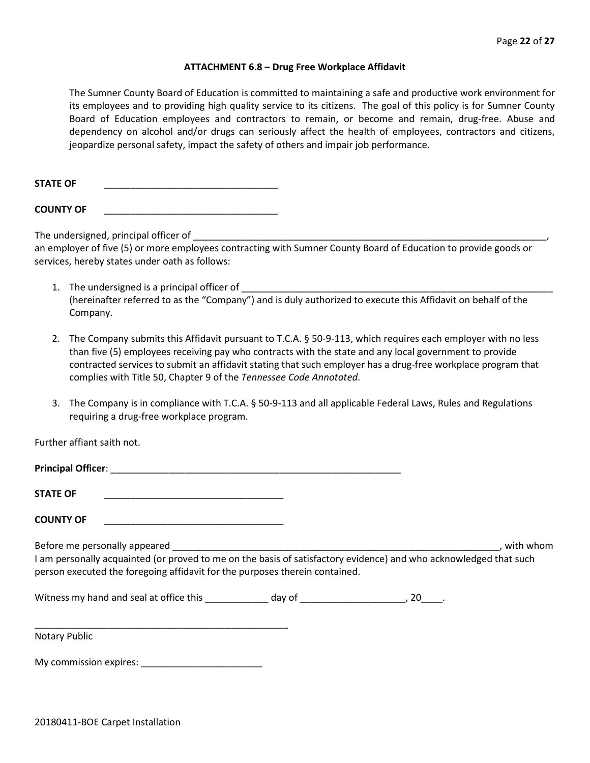### ATTACHMENT 6.8 – Drug Free Workplace Affidavit

The Sumner County Board of Education is committed to maintaining a safe and productive work environment for its employees and to providing high quality service to its citizens. The goal of this policy is for Sumner County Board of Education employees and contractors to remain, or become and remain, drug-free. Abuse and dependency on alcohol and/or drugs can seriously affect the health of employees, contractors and citizens, jeopardize personal safety, impact the safety of others and impair job performance.

**STATE OF** \_\_\_\_\_\_\_\_\_\_\_\_\_\_\_\_\_\_\_\_\_\_\_\_\_\_\_\_\_\_\_\_\_\_

**COUNTY OF** \_\_\_\_\_\_\_\_\_\_\_\_\_\_\_\_\_\_\_\_\_\_\_\_\_\_\_\_\_\_\_\_\_\_

The undersigned, principal officer of \_\_\_\_\_\_\_\_\_\_\_\_\_\_\_\_\_\_\_\_\_\_\_\_\_\_\_\_\_\_\_\_\_\_\_\_\_\_\_\_\_\_\_\_\_\_\_\_\_\_\_\_\_\_\_\_\_\_\_\_\_\_\_\_\_\_\_\_\_\_\_, an employer of five (5) or more employees contracting with Sumner County Board of Education to provide goods or services, hereby states under oath as follows:

1. The undersigned is a principal officer of \_\_\_\_\_\_\_\_\_\_\_\_\_\_\_\_\_\_\_\_\_\_\_\_\_\_\_\_\_\_\_\_\_\_\_\_\_\_\_\_\_\_\_\_\_\_\_\_\_\_\_\_\_\_\_\_\_\_\_\_\_ (hereinafter referred to as the "Company") and is duly authorized to execute this Affidavit on behalf of the Company.
2. The Company submits this Affidavit pursuant to T.C.A. § 50-9-113, which requires each employer with no less than five (5) employees receiving pay who contracts with the state and any local government to provide contracted services to submit an affidavit stating that such employer has a drug-free workplace program that complies with Title 50, Chapter 9 of the *Tennessee Code Annotated*.
3. The Company is in compliance with T.C.A. § 50-9-113 and all applicable Federal Laws, Rules and Regulations requiring a drug-free workplace program.

Further affiant saith not.

**Principal Officer**: \_\_\_\_\_\_\_\_\_\_\_\_\_\_\_\_\_\_\_\_\_\_\_\_\_\_\_\_\_\_\_\_\_\_\_\_\_\_\_\_\_\_\_\_\_\_\_\_\_\_\_\_\_\_\_\_\_\_

**STATE OF** \_\_\_\_\_\_\_\_\_\_\_\_\_\_\_\_\_\_\_\_\_\_\_\_\_\_\_\_\_\_\_\_\_\_\_\_

**COUNTY OF** \_\_\_\_\_\_\_\_\_\_\_\_\_\_\_\_\_\_\_\_\_\_\_\_\_\_\_\_\_\_\_\_\_\_\_\_

Before me personally appeared \_\_\_\_\_\_\_\_\_\_\_\_\_\_\_\_\_\_\_\_\_\_\_\_\_\_\_\_\_\_\_\_\_\_\_\_\_\_\_\_\_\_\_\_\_\_\_\_\_\_\_\_\_\_\_\_\_\_\_\_\_\_\_\_, with whom I am personally acquainted (or proved to me on the basis of satisfactory evidence) and who acknowledged that such person executed the foregoing affidavit for the purposes therein contained.

Witness my hand and seal at office this \_\_\_\_\_\_\_\_\_\_\_\_ day of \_\_\_\_\_\_\_\_\_\_\_\_\_\_\_\_\_\_\_\_, 20\_\_\_\_.

\_\_\_\_\_\_\_\_\_\_\_\_\_\_\_\_\_\_\_\_\_\_\_\_\_\_\_\_\_\_\_\_\_\_\_\_\_\_\_\_\_\_\_\_\_\_\_\_\_\_\_

Notary Public

My commission expires: \_\_\_\_\_\_\_\_\_\_\_\_\_\_\_\_\_\_\_\_\_\_\_\_

20180411-BOE Carpet Installation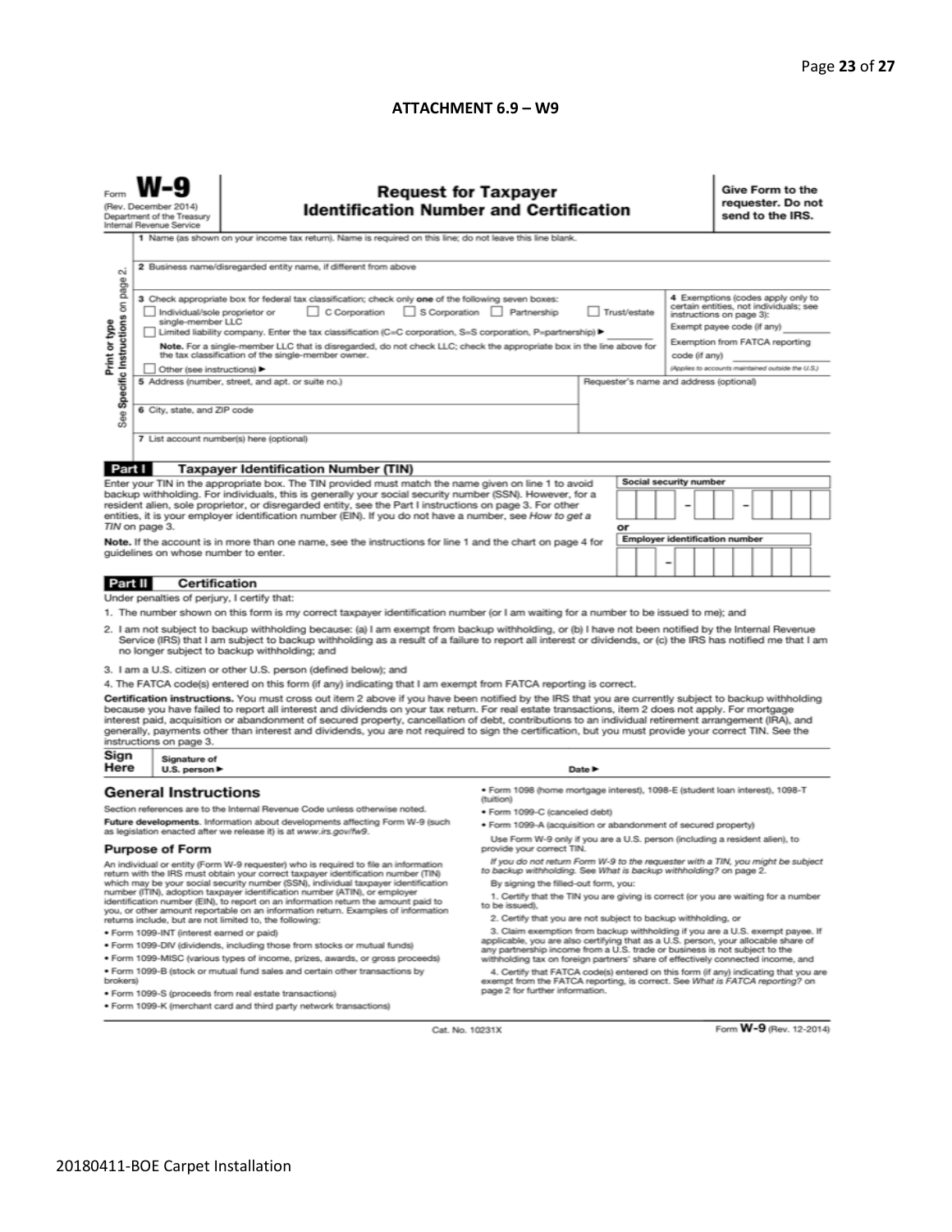## ATTACHMENT 6.9 – W9

Form **W-9**
(Rev. December 2014)
Department of the Treasury
Internal Revenue Service

# Request for Taxpayer Identification Number and Certification

**Give Form to the requester. Do not send to the IRS.**

Print or type
See Specific Instructions on page 2.

1 Name (as shown on your income tax return). Name is required on this line; do not leave this line blank.

2 Business name/disregarded entity name, if different from above

3 Check appropriate box for federal tax classification; check only **one** of the following seven boxes:

☐ Individual/sole proprietor or single-member LLC ☐ C Corporation ☐ S Corporation ☐ Partnership ☐ Trust/estate

☐ Limited liability company. Enter the tax classification (C=C corporation, S=S corporation, P=partnership) ▶ ______

**Note.** For a single-member LLC that is disregarded, do not check LLC; check the appropriate box in the line above for the tax classification of the single-member owner.

☐ Other (see instructions) ▶

4 Exemptions (codes apply only to certain entities, not individuals; see instructions on page 3):

Exempt payee code (if any) ______

Exemption from FATCA reporting code (if any) ______

(Applies to accounts maintained outside the U.S.)

5 Address (number, street, and apt. or suite no.)

Requester's name and address (optional)

6 City, state, and ZIP code

7 List account number(s) here (optional)

## Part I Taxpayer Identification Number (TIN)

Enter your TIN in the appropriate box. The TIN provided must match the name given on line 1 to avoid backup withholding. For individuals, this is generally your social security number (SSN). However, for a resident alien, sole proprietor, or disregarded entity, see the Part I instructions on page 3. For other entities, it is your employer identification number (EIN). If you do not have a number, see *How to get a TIN* on page 3.

**Note.** If the account is in more than one name, see the instructions for line 1 and the chart on page 4 for guidelines on whose number to enter.

**Social security number**

☐☐☐ – ☐☐ – ☐☐☐☐

or

**Employer identification number**

☐☐ – ☐☐☐☐☐☐☐

## Part II Certification

Under penalties of perjury, I certify that:

1. The number shown on this form is my correct taxpayer identification number (or I am waiting for a number to be issued to me); and
2. I am not subject to backup withholding because: (a) I am exempt from backup withholding, or (b) I have not been notified by the Internal Revenue Service (IRS) that I am subject to backup withholding as a result of a failure to report all interest or dividends, or (c) the IRS has notified me that I am no longer subject to backup withholding; and
3. I am a U.S. citizen or other U.S. person (defined below); and
4. The FATCA code(s) entered on this form (if any) indicating that I am exempt from FATCA reporting is correct.

**Certification instructions.** You must cross out item 2 above if you have been notified by the IRS that you are currently subject to backup withholding because you have failed to report all interest and dividends on your tax return. For real estate transactions, item 2 does not apply. For mortgage interest paid, acquisition or abandonment of secured property, cancellation of debt, contributions to an individual retirement arrangement (IRA), and generally, payments other than interest and dividends, you are not required to sign the certification, but you must provide your correct TIN. See the instructions on page 3.

**Sign Here** Signature of U.S. person ▶ Date ▶

## General Instructions

Section references are to the Internal Revenue Code unless otherwise noted.

**Future developments.** Information about developments affecting Form W-9 (such as legislation enacted after we release it) is at *www.irs.gov/fw9*.

### Purpose of Form

An individual or entity (Form W-9 requester) who is required to file an information return with the IRS must obtain your correct taxpayer identification number (TIN) which may be your social security number (SSN), individual taxpayer identification number (ITIN), adoption taxpayer identification number (ATIN), or employer identification number (EIN), to report on an information return the amount paid to you, or other amount reportable on an information return. Examples of information returns include, but are not limited to, the following:

- Form 1099-INT (interest earned or paid)
- Form 1099-DIV (dividends, including those from stocks or mutual funds)
- Form 1099-MISC (various types of income, prizes, awards, or gross proceeds)
- Form 1099-B (stock or mutual fund sales and certain other transactions by brokers)
- Form 1099-S (proceeds from real estate transactions)
- Form 1099-K (merchant card and third party network transactions)
- Form 1098 (home mortgage interest), 1098-E (student loan interest), 1098-T (tuition)
- Form 1099-C (canceled debt)
- Form 1099-A (acquisition or abandonment of secured property)

Use Form W-9 only if you are a U.S. person (including a resident alien), to provide your correct TIN.

*If you do not return Form W-9 to the requester with a TIN, you might be subject to backup withholding. See What is backup withholding? on page 2.*

By signing the filled-out form, you:

1. Certify that the TIN you are giving is correct (or you are waiting for a number to be issued),
2. Certify that you are not subject to backup withholding, or
3. Claim exemption from backup withholding if you are a U.S. exempt payee. If applicable, you are also certifying that as a U.S. person, your allocable share of any partnership income from a U.S. trade or business is not subject to the withholding tax on foreign partners' share of effectively connected income, and
4. Certify that FATCA code(s) entered on this form (if any) indicating that you are exempt from the FATCA reporting, is correct. See *What is FATCA reporting?* on page 2 for further information.

Cat. No. 10231X

Form **W-9** (Rev. 12-2014)

20180411-BOE Carpet Installation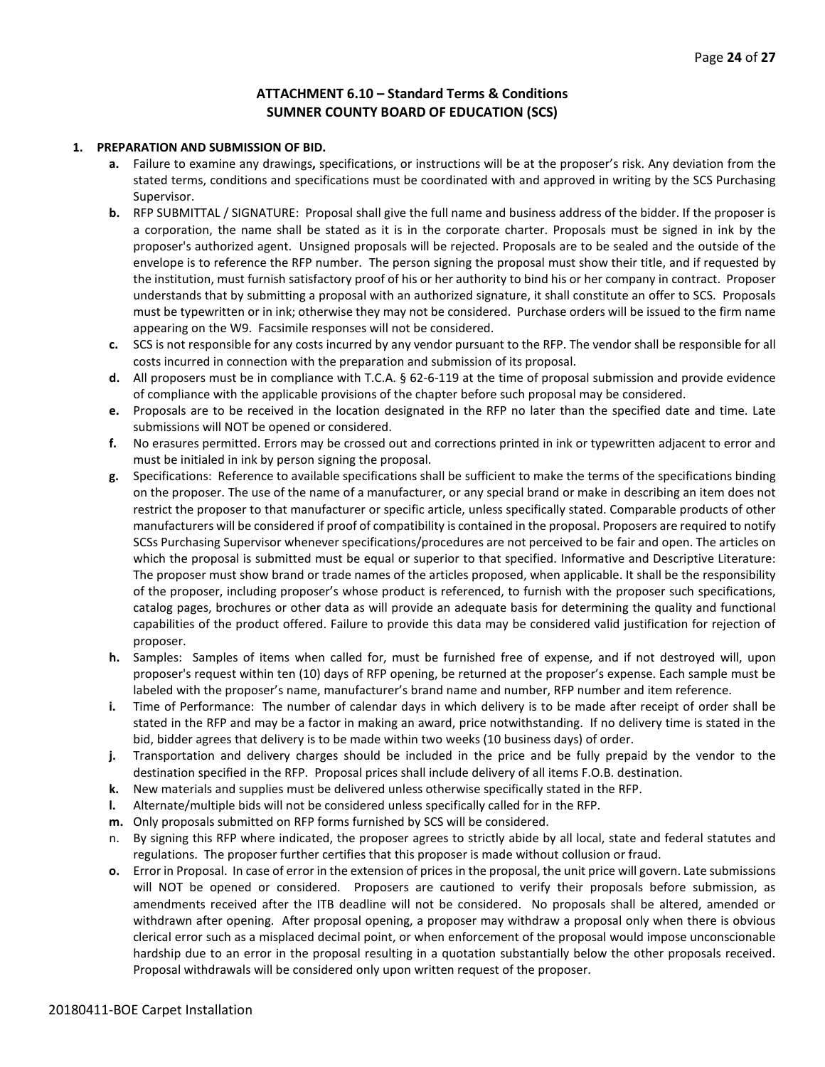# ATTACHMENT 6.10 – Standard Terms & Conditions
# SUMNER COUNTY BOARD OF EDUCATION (SCS)

**1. PREPARATION AND SUBMISSION OF BID.**

- **a.** Failure to examine any drawings**,** specifications, or instructions will be at the proposer's risk. Any deviation from the stated terms, conditions and specifications must be coordinated with and approved in writing by the SCS Purchasing Supervisor.
- **b.** RFP SUBMITTAL / SIGNATURE: Proposal shall give the full name and business address of the bidder. If the proposer is a corporation, the name shall be stated as it is in the corporate charter. Proposals must be signed in ink by the proposer's authorized agent. Unsigned proposals will be rejected. Proposals are to be sealed and the outside of the envelope is to reference the RFP number. The person signing the proposal must show their title, and if requested by the institution, must furnish satisfactory proof of his or her authority to bind his or her company in contract. Proposer understands that by submitting a proposal with an authorized signature, it shall constitute an offer to SCS. Proposals must be typewritten or in ink; otherwise they may not be considered. Purchase orders will be issued to the firm name appearing on the W9. Facsimile responses will not be considered.
- **c.** SCS is not responsible for any costs incurred by any vendor pursuant to the RFP. The vendor shall be responsible for all costs incurred in connection with the preparation and submission of its proposal.
- **d.** All proposers must be in compliance with T.C.A. § 62-6-119 at the time of proposal submission and provide evidence of compliance with the applicable provisions of the chapter before such proposal may be considered.
- **e.** Proposals are to be received in the location designated in the RFP no later than the specified date and time. Late submissions will NOT be opened or considered.
- **f.** No erasures permitted. Errors may be crossed out and corrections printed in ink or typewritten adjacent to error and must be initialed in ink by person signing the proposal.
- **g.** Specifications: Reference to available specifications shall be sufficient to make the terms of the specifications binding on the proposer. The use of the name of a manufacturer, or any special brand or make in describing an item does not restrict the proposer to that manufacturer or specific article, unless specifically stated. Comparable products of other manufacturers will be considered if proof of compatibility is contained in the proposal. Proposers are required to notify SCSs Purchasing Supervisor whenever specifications/procedures are not perceived to be fair and open. The articles on which the proposal is submitted must be equal or superior to that specified. Informative and Descriptive Literature: The proposer must show brand or trade names of the articles proposed, when applicable. It shall be the responsibility of the proposer, including proposer's whose product is referenced, to furnish with the proposer such specifications, catalog pages, brochures or other data as will provide an adequate basis for determining the quality and functional capabilities of the product offered. Failure to provide this data may be considered valid justification for rejection of proposer.
- **h.** Samples: Samples of items when called for, must be furnished free of expense, and if not destroyed will, upon proposer's request within ten (10) days of RFP opening, be returned at the proposer's expense. Each sample must be labeled with the proposer's name, manufacturer's brand name and number, RFP number and item reference.
- **i.** Time of Performance: The number of calendar days in which delivery is to be made after receipt of order shall be stated in the RFP and may be a factor in making an award, price notwithstanding. If no delivery time is stated in the bid, bidder agrees that delivery is to be made within two weeks (10 business days) of order.
- **j.** Transportation and delivery charges should be included in the price and be fully prepaid by the vendor to the destination specified in the RFP. Proposal prices shall include delivery of all items F.O.B. destination.
- **k.** New materials and supplies must be delivered unless otherwise specifically stated in the RFP.
- **l.** Alternate/multiple bids will not be considered unless specifically called for in the RFP.
- **m.** Only proposals submitted on RFP forms furnished by SCS will be considered.
- n. By signing this RFP where indicated, the proposer agrees to strictly abide by all local, state and federal statutes and regulations. The proposer further certifies that this proposer is made without collusion or fraud.
- **o.** Error in Proposal. In case of error in the extension of prices in the proposal, the unit price will govern. Late submissions will NOT be opened or considered. Proposers are cautioned to verify their proposals before submission, as amendments received after the ITB deadline will not be considered. No proposals shall be altered, amended or withdrawn after opening. After proposal opening, a proposer may withdraw a proposal only when there is obvious clerical error such as a misplaced decimal point, or when enforcement of the proposal would impose unconscionable hardship due to an error in the proposal resulting in a quotation substantially below the other proposals received. Proposal withdrawals will be considered only upon written request of the proposer.

20180411-BOE Carpet Installation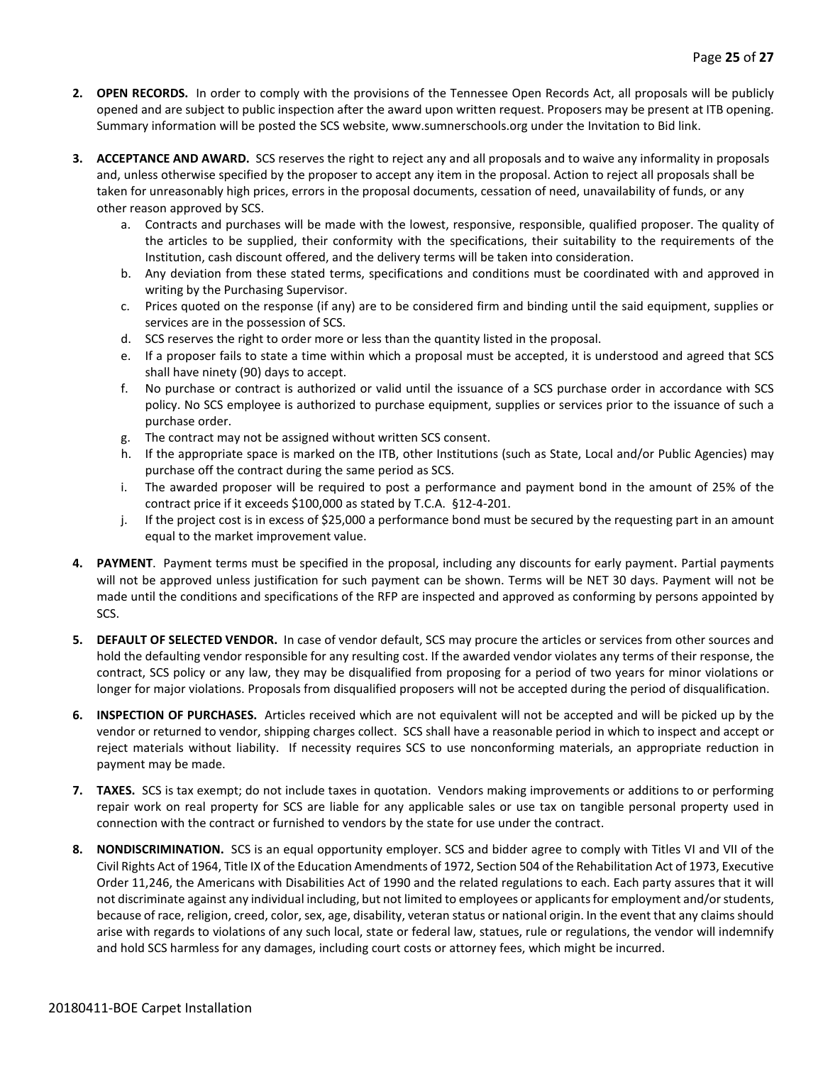2. **OPEN RECORDS.** In order to comply with the provisions of the Tennessee Open Records Act, all proposals will be publicly opened and are subject to public inspection after the award upon written request. Proposers may be present at ITB opening. Summary information will be posted the SCS website, www.sumnerschools.org under the Invitation to Bid link.

3. **ACCEPTANCE AND AWARD.** SCS reserves the right to reject any and all proposals and to waive any informality in proposals and, unless otherwise specified by the proposer to accept any item in the proposal. Action to reject all proposals shall be taken for unreasonably high prices, errors in the proposal documents, cessation of need, unavailability of funds, or any other reason approved by SCS.
   a. Contracts and purchases will be made with the lowest, responsive, responsible, qualified proposer. The quality of the articles to be supplied, their conformity with the specifications, their suitability to the requirements of the Institution, cash discount offered, and the delivery terms will be taken into consideration.
   b. Any deviation from these stated terms, specifications and conditions must be coordinated with and approved in writing by the Purchasing Supervisor.
   c. Prices quoted on the response (if any) are to be considered firm and binding until the said equipment, supplies or services are in the possession of SCS.
   d. SCS reserves the right to order more or less than the quantity listed in the proposal.
   e. If a proposer fails to state a time within which a proposal must be accepted, it is understood and agreed that SCS shall have ninety (90) days to accept.
   f. No purchase or contract is authorized or valid until the issuance of a SCS purchase order in accordance with SCS policy. No SCS employee is authorized to purchase equipment, supplies or services prior to the issuance of such a purchase order.
   g. The contract may not be assigned without written SCS consent.
   h. If the appropriate space is marked on the ITB, other Institutions (such as State, Local and/or Public Agencies) may purchase off the contract during the same period as SCS.
   i. The awarded proposer will be required to post a performance and payment bond in the amount of 25% of the contract price if it exceeds $100,000 as stated by T.C.A. §12-4-201.
   j. If the project cost is in excess of $25,000 a performance bond must be secured by the requesting part in an amount equal to the market improvement value.

4. **PAYMENT**. Payment terms must be specified in the proposal, including any discounts for early payment. Partial payments will not be approved unless justification for such payment can be shown. Terms will be NET 30 days. Payment will not be made until the conditions and specifications of the RFP are inspected and approved as conforming by persons appointed by SCS.

5. **DEFAULT OF SELECTED VENDOR.** In case of vendor default, SCS may procure the articles or services from other sources and hold the defaulting vendor responsible for any resulting cost. If the awarded vendor violates any terms of their response, the contract, SCS policy or any law, they may be disqualified from proposing for a period of two years for minor violations or longer for major violations. Proposals from disqualified proposers will not be accepted during the period of disqualification.

6. **INSPECTION OF PURCHASES.** Articles received which are not equivalent will not be accepted and will be picked up by the vendor or returned to vendor, shipping charges collect. SCS shall have a reasonable period in which to inspect and accept or reject materials without liability. If necessity requires SCS to use nonconforming materials, an appropriate reduction in payment may be made.

7. **TAXES.** SCS is tax exempt; do not include taxes in quotation. Vendors making improvements or additions to or performing repair work on real property for SCS are liable for any applicable sales or use tax on tangible personal property used in connection with the contract or furnished to vendors by the state for use under the contract.

8. **NONDISCRIMINATION.** SCS is an equal opportunity employer. SCS and bidder agree to comply with Titles VI and VII of the Civil Rights Act of 1964, Title IX of the Education Amendments of 1972, Section 504 of the Rehabilitation Act of 1973, Executive Order 11,246, the Americans with Disabilities Act of 1990 and the related regulations to each. Each party assures that it will not discriminate against any individual including, but not limited to employees or applicants for employment and/or students, because of race, religion, creed, color, sex, age, disability, veteran status or national origin. In the event that any claims should arise with regards to violations of any such local, state or federal law, statues, rule or regulations, the vendor will indemnify and hold SCS harmless for any damages, including court costs or attorney fees, which might be incurred.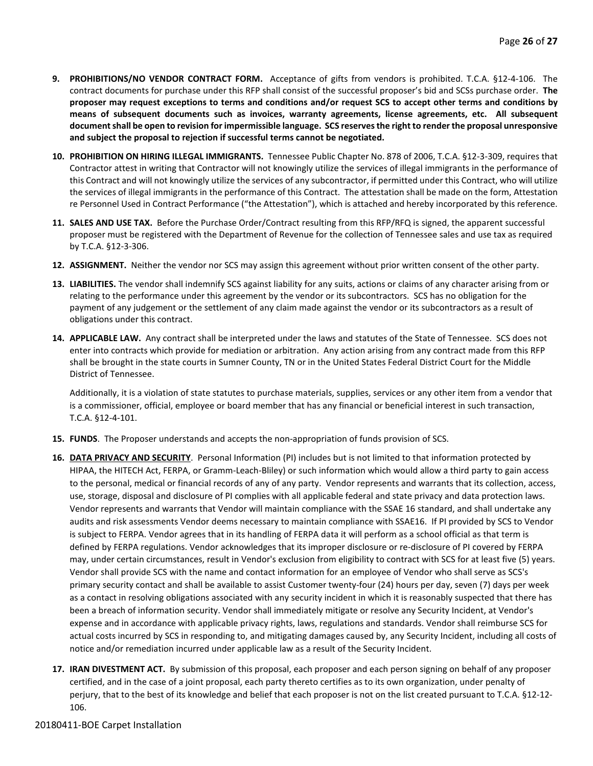9. **PROHIBITIONS/NO VENDOR CONTRACT FORM.** Acceptance of gifts from vendors is prohibited. T.C.A. §12-4-106. The contract documents for purchase under this RFP shall consist of the successful proposer's bid and SCSs purchase order. **The proposer may request exceptions to terms and conditions and/or request SCS to accept other terms and conditions by means of subsequent documents such as invoices, warranty agreements, license agreements, etc. All subsequent document shall be open to revision for impermissible language. SCS reserves the right to render the proposal unresponsive and subject the proposal to rejection if successful terms cannot be negotiated.**

10. **PROHIBITION ON HIRING ILLEGAL IMMIGRANTS.** Tennessee Public Chapter No. 878 of 2006, T.C.A. §12-3-309, requires that Contractor attest in writing that Contractor will not knowingly utilize the services of illegal immigrants in the performance of this Contract and will not knowingly utilize the services of any subcontractor, if permitted under this Contract, who will utilize the services of illegal immigrants in the performance of this Contract. The attestation shall be made on the form, Attestation re Personnel Used in Contract Performance ("the Attestation"), which is attached and hereby incorporated by this reference.

11. **SALES AND USE TAX.** Before the Purchase Order/Contract resulting from this RFP/RFQ is signed, the apparent successful proposer must be registered with the Department of Revenue for the collection of Tennessee sales and use tax as required by T.C.A. §12-3-306.

12. **ASSIGNMENT.** Neither the vendor nor SCS may assign this agreement without prior written consent of the other party.

13. **LIABILITIES.** The vendor shall indemnify SCS against liability for any suits, actions or claims of any character arising from or relating to the performance under this agreement by the vendor or its subcontractors. SCS has no obligation for the payment of any judgement or the settlement of any claim made against the vendor or its subcontractors as a result of obligations under this contract.

14. **APPLICABLE LAW.** Any contract shall be interpreted under the laws and statutes of the State of Tennessee. SCS does not enter into contracts which provide for mediation or arbitration. Any action arising from any contract made from this RFP shall be brought in the state courts in Sumner County, TN or in the United States Federal District Court for the Middle District of Tennessee.

    Additionally, it is a violation of state statutes to purchase materials, supplies, services or any other item from a vendor that is a commissioner, official, employee or board member that has any financial or beneficial interest in such transaction, T.C.A. §12-4-101.

15. **FUNDS**. The Proposer understands and accepts the non-appropriation of funds provision of SCS.

16. **DATA PRIVACY AND SECURITY**. Personal Information (PI) includes but is not limited to that information protected by HIPAA, the HITECH Act, FERPA, or Gramm-Leach-Bliley) or such information which would allow a third party to gain access to the personal, medical or financial records of any of any party. Vendor represents and warrants that its collection, access, use, storage, disposal and disclosure of PI complies with all applicable federal and state privacy and data protection laws. Vendor represents and warrants that Vendor will maintain compliance with the SSAE 16 standard, and shall undertake any audits and risk assessments Vendor deems necessary to maintain compliance with SSAE16. If PI provided by SCS to Vendor is subject to FERPA. Vendor agrees that in its handling of FERPA data it will perform as a school official as that term is defined by FERPA regulations. Vendor acknowledges that its improper disclosure or re-disclosure of PI covered by FERPA may, under certain circumstances, result in Vendor's exclusion from eligibility to contract with SCS for at least five (5) years. Vendor shall provide SCS with the name and contact information for an employee of Vendor who shall serve as SCS's primary security contact and shall be available to assist Customer twenty-four (24) hours per day, seven (7) days per week as a contact in resolving obligations associated with any security incident in which it is reasonably suspected that there has been a breach of information security. Vendor shall immediately mitigate or resolve any Security Incident, at Vendor's expense and in accordance with applicable privacy rights, laws, regulations and standards. Vendor shall reimburse SCS for actual costs incurred by SCS in responding to, and mitigating damages caused by, any Security Incident, including all costs of notice and/or remediation incurred under applicable law as a result of the Security Incident.

17. **IRAN DIVESTMENT ACT.** By submission of this proposal, each proposer and each person signing on behalf of any proposer certified, and in the case of a joint proposal, each party thereto certifies as to its own organization, under penalty of perjury, that to the best of its knowledge and belief that each proposer is not on the list created pursuant to T.C.A. §12-12-106.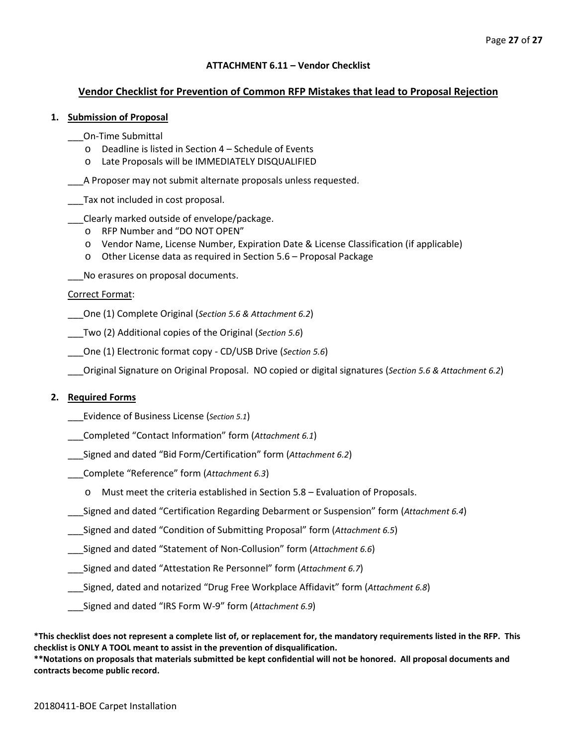**ATTACHMENT 6.11 – Vendor Checklist**

## Vendor Checklist for Prevention of Common RFP Mistakes that lead to Proposal Rejection

1. **Submission of Proposal**

___On-Time Submittal
   - Deadline is listed in Section 4 – Schedule of Events
   - Late Proposals will be IMMEDIATELY DISQUALIFIED

___A Proposer may not submit alternate proposals unless requested.

___Tax not included in cost proposal.

___Clearly marked outside of envelope/package.
   - RFP Number and "DO NOT OPEN"
   - Vendor Name, License Number, Expiration Date & License Classification (if applicable)
   - Other License data as required in Section 5.6 – Proposal Package

___No erasures on proposal documents.

Correct Format:

___One (1) Complete Original (*Section 5.6 & Attachment 6.2*)

___Two (2) Additional copies of the Original (*Section 5.6*)

___One (1) Electronic format copy - CD/USB Drive (*Section 5.6*)

___Original Signature on Original Proposal. NO copied or digital signatures (*Section 5.6 & Attachment 6.2*)

2. **Required Forms**

___Evidence of Business License (*Section 5.1*)

___Completed "Contact Information" form (*Attachment 6.1*)

___Signed and dated "Bid Form/Certification" form (*Attachment 6.2*)

___Complete "Reference" form (*Attachment 6.3*)
   - Must meet the criteria established in Section 5.8 – Evaluation of Proposals.

___Signed and dated "Certification Regarding Debarment or Suspension" form (*Attachment 6.4*)

___Signed and dated "Condition of Submitting Proposal" form (*Attachment 6.5*)

___Signed and dated "Statement of Non-Collusion" form (*Attachment 6.6*)

___Signed and dated "Attestation Re Personnel" form (*Attachment 6.7*)

___Signed, dated and notarized "Drug Free Workplace Affidavit" form (*Attachment 6.8*)

___Signed and dated "IRS Form W-9" form (*Attachment 6.9*)

**\*This checklist does not represent a complete list of, or replacement for, the mandatory requirements listed in the RFP. This checklist is ONLY A TOOL meant to assist in the prevention of disqualification.**
**\*\*Notations on proposals that materials submitted be kept confidential will not be honored. All proposal documents and contracts become public record.**

20180411-BOE Carpet Installation